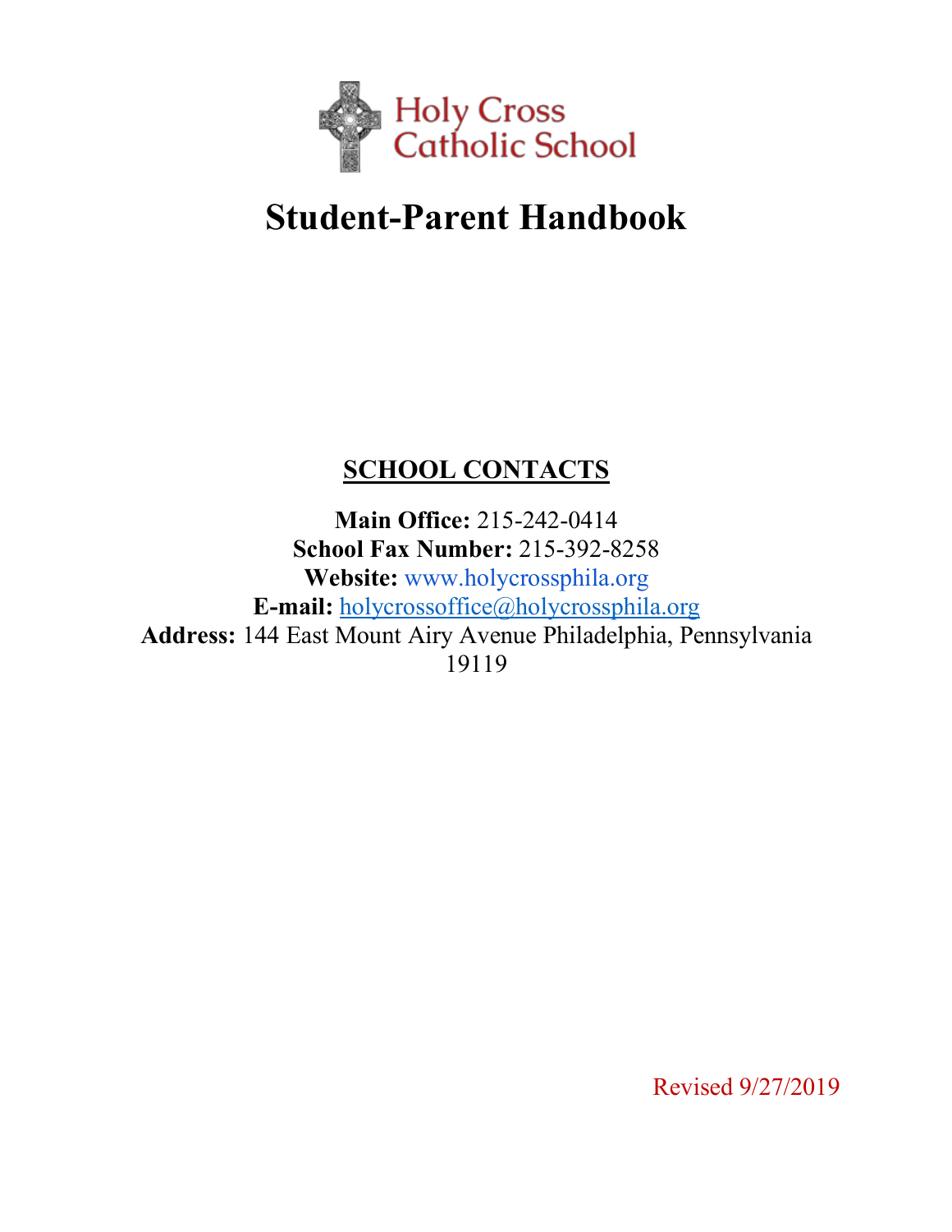Holy Cross Catholic School

# Student-Parent Handbook

## SCHOOL CONTACTS

**Main Office:** 215-242-0414
**School Fax Number:** 215-392-8258
**Website:** www.holycrossphila.org
**E-mail:** holycrossoffice@holycrossphila.org
**Address:** 144 East Mount Airy Avenue Philadelphia, Pennsylvania 19119

Revised 9/27/2019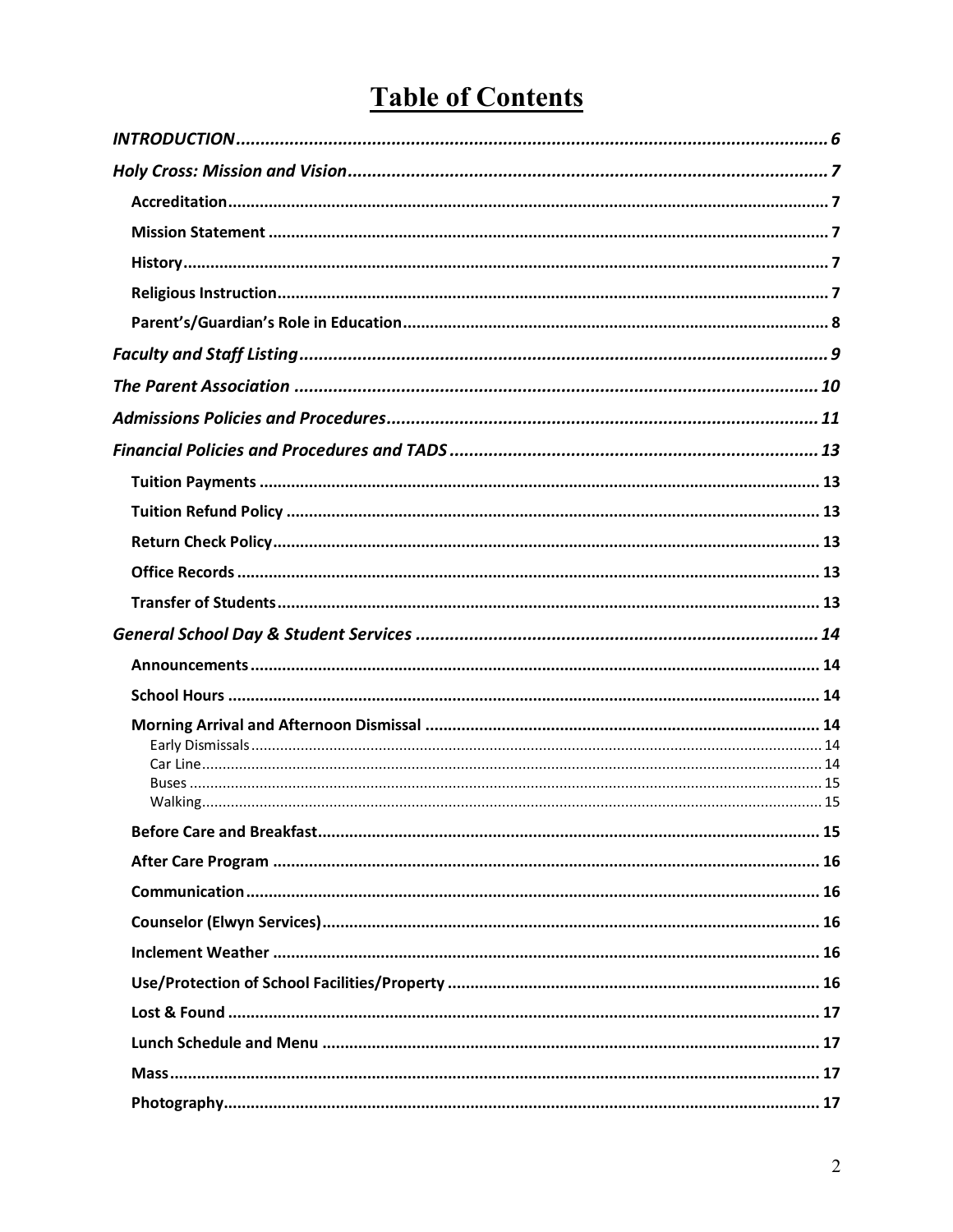# Table of Contents

*INTRODUCTION* ........ 6

*Holy Cross: Mission and Vision* ........ 7

- **Accreditation** ........ 7
- **Mission Statement** ........ 7
- **History** ........ 7
- **Religious Instruction** ........ 7
- **Parent's/Guardian's Role in Education** ........ 8

*Faculty and Staff Listing* ........ 9

*The Parent Association* ........ 10

*Admissions Policies and Procedures* ........ 11

*Financial Policies and Procedures and TADS* ........ 13

- **Tuition Payments** ........ 13
- **Tuition Refund Policy** ........ 13
- **Return Check Policy** ........ 13
- **Office Records** ........ 13
- **Transfer of Students** ........ 13

*General School Day & Student Services* ........ 14

- **Announcements** ........ 14
- **School Hours** ........ 14
- **Morning Arrival and Afternoon Dismissal** ........ 14
  - Early Dismissals ........ 14
  - Car Line ........ 14
  - Buses ........ 15
  - Walking ........ 15
- **Before Care and Breakfast** ........ 15
- **After Care Program** ........ 16
- **Communication** ........ 16
- **Counselor (Elwyn Services)** ........ 16
- **Inclement Weather** ........ 16
- **Use/Protection of School Facilities/Property** ........ 16
- **Lost & Found** ........ 17
- **Lunch Schedule and Menu** ........ 17
- **Mass** ........ 17
- **Photography** ........ 17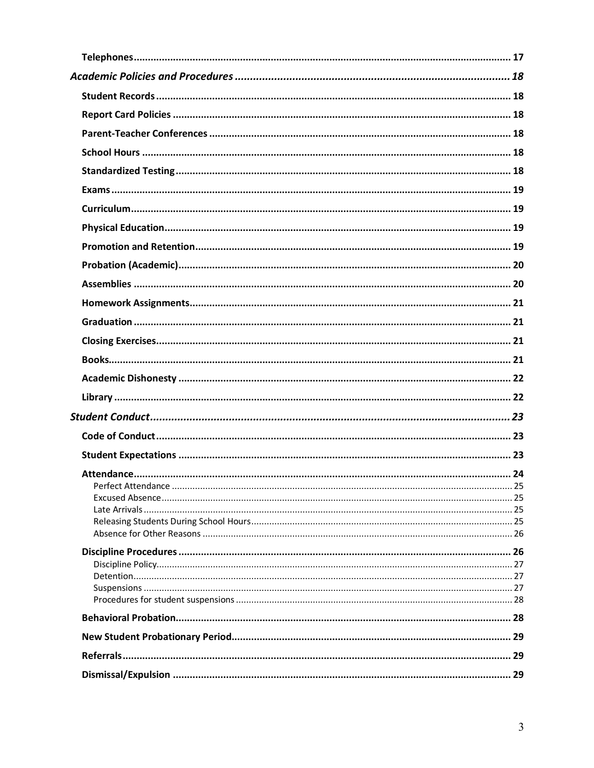**Telephones** ........................................................................................................................ 17

***Academic Policies and Procedures*** ........................................................................................ ***18***

**Student Records** ................................................................................................................. 18

**Report Card Policies** ........................................................................................................... 18

**Parent-Teacher Conferences** .............................................................................................. 18

**School Hours** ...................................................................................................................... 18

**Standardized Testing** .......................................................................................................... 18

**Exams** ................................................................................................................................. 19

**Curriculum** .......................................................................................................................... 19

**Physical Education** ............................................................................................................. 19

**Promotion and Retention** ................................................................................................... 19

**Probation (Academic)** ......................................................................................................... 20

**Assemblies** ......................................................................................................................... 20

**Homework Assignments** ..................................................................................................... 21

**Graduation** ......................................................................................................................... 21

**Closing Exercises** ................................................................................................................ 21

**Books** ................................................................................................................................. 21

**Academic Dishonesty** ......................................................................................................... 22

**Library** ............................................................................................................................... 22

***Student Conduct*** .................................................................................................................. ***23***

**Code of Conduct** ................................................................................................................ 23

**Student Expectations** ......................................................................................................... 23

**Attendance** ........................................................................................................................ 24

- Perfect Attendance ................................................................................................................ 25
- Excused Absence .................................................................................................................... 25
- Late Arrivals ........................................................................................................................... 25
- Releasing Students During School Hours ................................................................................ 25
- Absence for Other Reasons .................................................................................................... 26

**Discipline Procedures** ......................................................................................................... 26

- Discipline Policy ...................................................................................................................... 27
- Detention ............................................................................................................................... 27
- Suspensions ........................................................................................................................... 27
- Procedures for student suspensions ...................................................................................... 28

**Behavioral Probation** .......................................................................................................... 28

**New Student Probationary Period** ...................................................................................... 29

**Referrals** ............................................................................................................................. 29

**Dismissal/Expulsion** ........................................................................................................... 29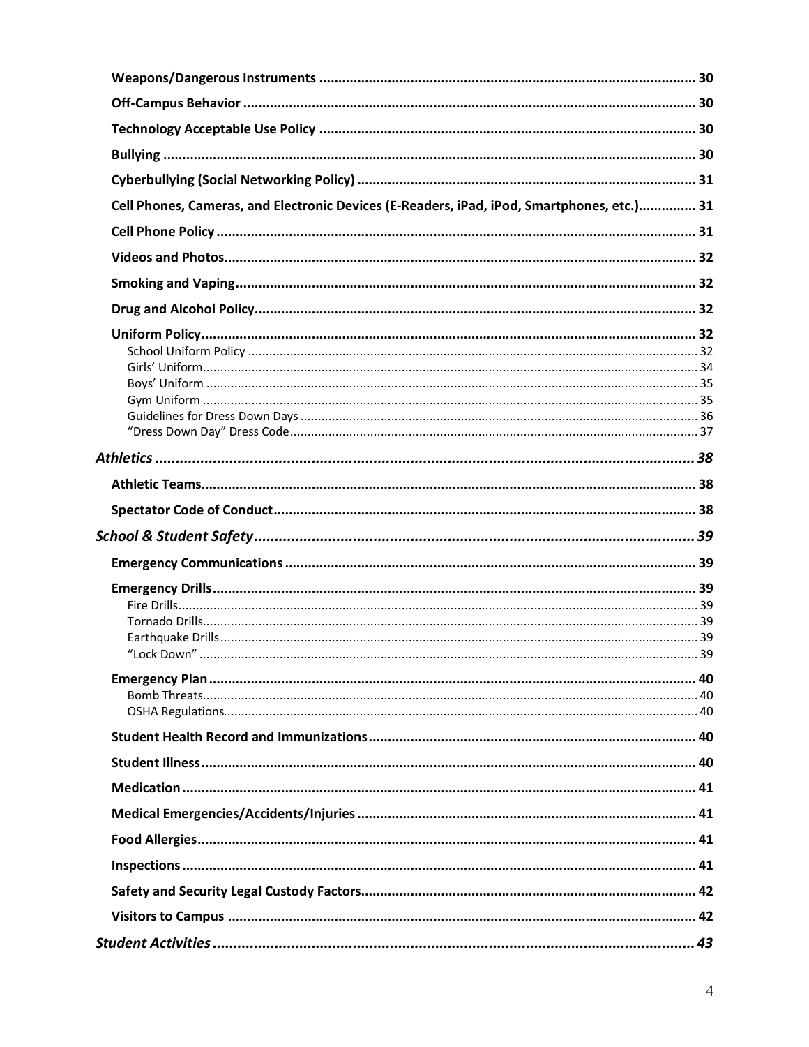**Weapons/Dangerous Instruments** ..... 30

**Off-Campus Behavior** ..... 30

**Technology Acceptable Use Policy** ..... 30

**Bullying** ..... 30

**Cyberbullying (Social Networking Policy)** ..... 31

**Cell Phones, Cameras, and Electronic Devices (E-Readers, iPad, iPod, Smartphones, etc.)** ..... 31

**Cell Phone Policy** ..... 31

**Videos and Photos** ..... 32

**Smoking and Vaping** ..... 32

**Drug and Alcohol Policy** ..... 32

**Uniform Policy** ..... 32
- School Uniform Policy ..... 32
- Girls' Uniform ..... 34
- Boys' Uniform ..... 35
- Gym Uniform ..... 35
- Guidelines for Dress Down Days ..... 36
- "Dress Down Day" Dress Code ..... 37

***Athletics*** ..... 38

**Athletic Teams** ..... 38

**Spectator Code of Conduct** ..... 38

***School & Student Safety*** ..... 39

**Emergency Communications** ..... 39

**Emergency Drills** ..... 39
- Fire Drills ..... 39
- Tornado Drills ..... 39
- Earthquake Drills ..... 39
- "Lock Down" ..... 39

**Emergency Plan** ..... 40
- Bomb Threats ..... 40
- OSHA Regulations ..... 40

**Student Health Record and Immunizations** ..... 40

**Student Illness** ..... 40

**Medication** ..... 41

**Medical Emergencies/Accidents/Injuries** ..... 41

**Food Allergies** ..... 41

**Inspections** ..... 41

**Safety and Security Legal Custody Factors** ..... 42

**Visitors to Campus** ..... 42

***Student Activities*** ..... 43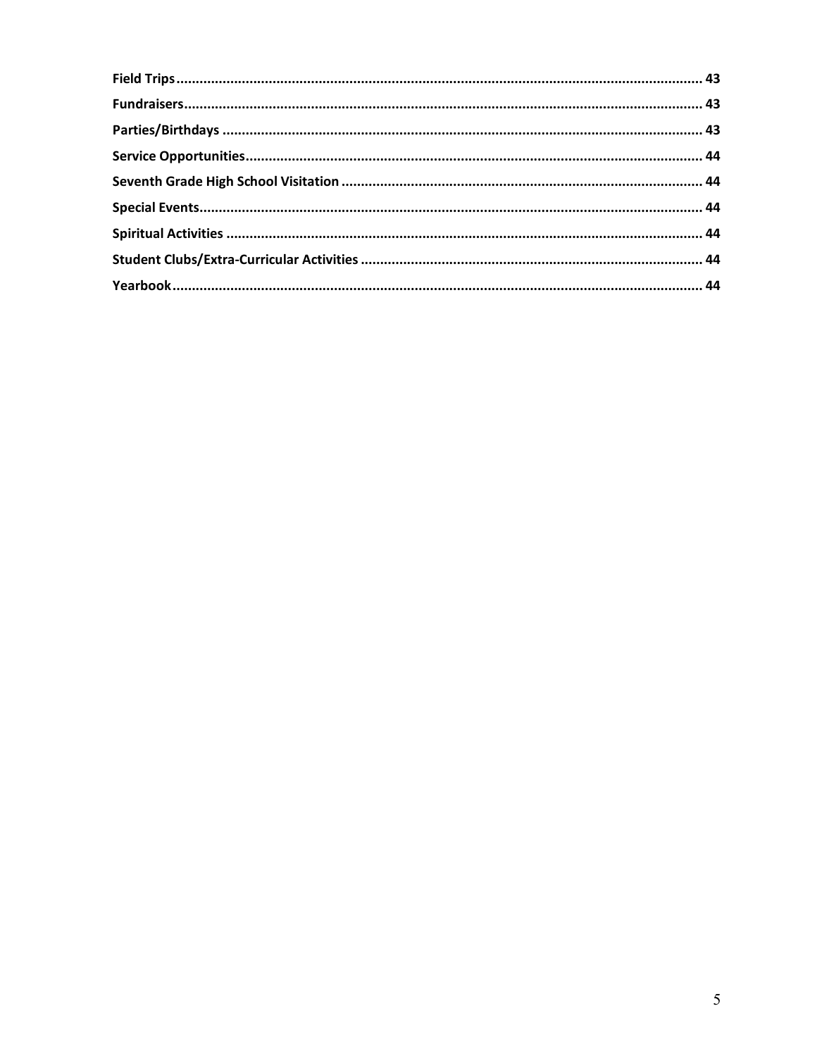**Field Trips** ........................................................................................................................ 43

**Fundraisers** ........................................................................................................................ 43

**Parties/Birthdays** ................................................................................................................ 43

**Service Opportunities** ........................................................................................................ 44

**Seventh Grade High School Visitation** ............................................................................. 44

**Special Events** .................................................................................................................... 44

**Spiritual Activities** .............................................................................................................. 44

**Student Clubs/Extra-Curricular Activities** ........................................................................ 44

**Yearbook** ............................................................................................................................ 44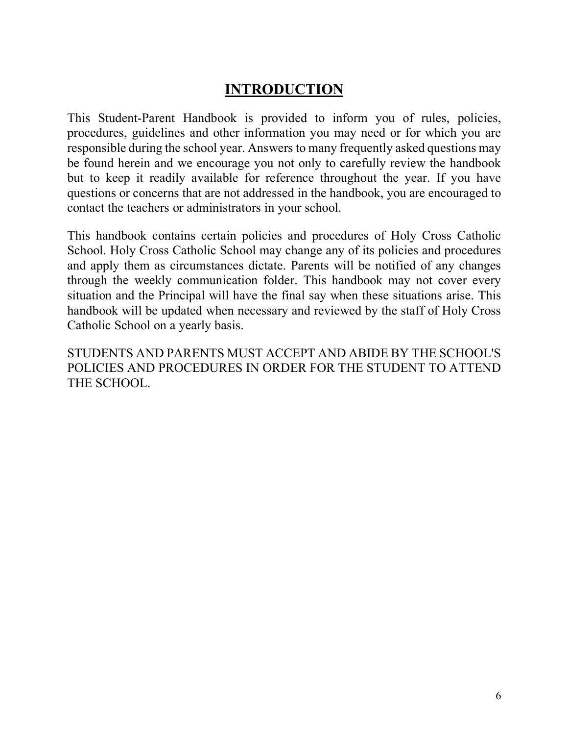# INTRODUCTION

This Student-Parent Handbook is provided to inform you of rules, policies, procedures, guidelines and other information you may need or for which you are responsible during the school year. Answers to many frequently asked questions may be found herein and we encourage you not only to carefully review the handbook but to keep it readily available for reference throughout the year. If you have questions or concerns that are not addressed in the handbook, you are encouraged to contact the teachers or administrators in your school.

This handbook contains certain policies and procedures of Holy Cross Catholic School. Holy Cross Catholic School may change any of its policies and procedures and apply them as circumstances dictate. Parents will be notified of any changes through the weekly communication folder. This handbook may not cover every situation and the Principal will have the final say when these situations arise. This handbook will be updated when necessary and reviewed by the staff of Holy Cross Catholic School on a yearly basis.

STUDENTS AND PARENTS MUST ACCEPT AND ABIDE BY THE SCHOOL'S POLICIES AND PROCEDURES IN ORDER FOR THE STUDENT TO ATTEND THE SCHOOL.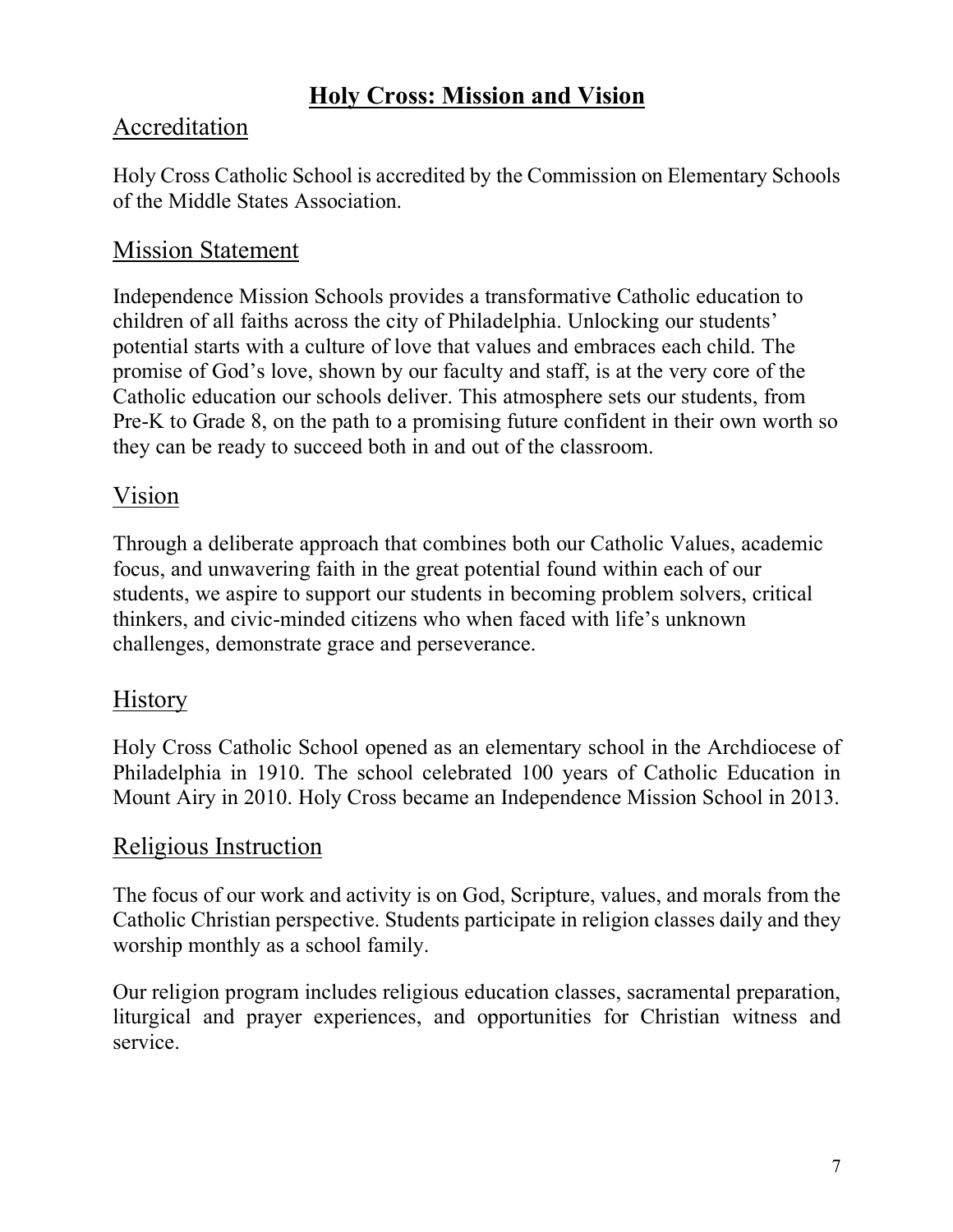# Holy Cross: Mission and Vision

## Accreditation

Holy Cross Catholic School is accredited by the Commission on Elementary Schools of the Middle States Association.

## Mission Statement

Independence Mission Schools provides a transformative Catholic education to children of all faiths across the city of Philadelphia. Unlocking our students' potential starts with a culture of love that values and embraces each child. The promise of God's love, shown by our faculty and staff, is at the very core of the Catholic education our schools deliver. This atmosphere sets our students, from Pre-K to Grade 8, on the path to a promising future confident in their own worth so they can be ready to succeed both in and out of the classroom.

## Vision

Through a deliberate approach that combines both our Catholic Values, academic focus, and unwavering faith in the great potential found within each of our students, we aspire to support our students in becoming problem solvers, critical thinkers, and civic-minded citizens who when faced with life's unknown challenges, demonstrate grace and perseverance.

## History

Holy Cross Catholic School opened as an elementary school in the Archdiocese of Philadelphia in 1910. The school celebrated 100 years of Catholic Education in Mount Airy in 2010. Holy Cross became an Independence Mission School in 2013.

## Religious Instruction

The focus of our work and activity is on God, Scripture, values, and morals from the Catholic Christian perspective. Students participate in religion classes daily and they worship monthly as a school family.

Our religion program includes religious education classes, sacramental preparation, liturgical and prayer experiences, and opportunities for Christian witness and service.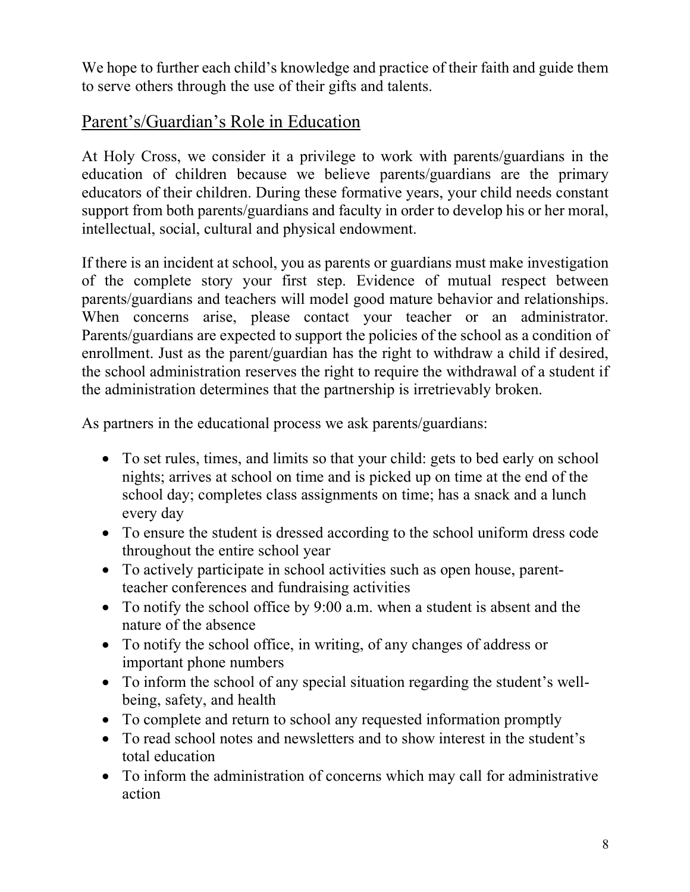We hope to further each child's knowledge and practice of their faith and guide them to serve others through the use of their gifts and talents.

## Parent's/Guardian's Role in Education

At Holy Cross, we consider it a privilege to work with parents/guardians in the education of children because we believe parents/guardians are the primary educators of their children. During these formative years, your child needs constant support from both parents/guardians and faculty in order to develop his or her moral, intellectual, social, cultural and physical endowment.

If there is an incident at school, you as parents or guardians must make investigation of the complete story your first step. Evidence of mutual respect between parents/guardians and teachers will model good mature behavior and relationships. When concerns arise, please contact your teacher or an administrator. Parents/guardians are expected to support the policies of the school as a condition of enrollment. Just as the parent/guardian has the right to withdraw a child if desired, the school administration reserves the right to require the withdrawal of a student if the administration determines that the partnership is irretrievably broken.

As partners in the educational process we ask parents/guardians:

- To set rules, times, and limits so that your child: gets to bed early on school nights; arrives at school on time and is picked up on time at the end of the school day; completes class assignments on time; has a snack and a lunch every day
- To ensure the student is dressed according to the school uniform dress code throughout the entire school year
- To actively participate in school activities such as open house, parent-teacher conferences and fundraising activities
- To notify the school office by 9:00 a.m. when a student is absent and the nature of the absence
- To notify the school office, in writing, of any changes of address or important phone numbers
- To inform the school of any special situation regarding the student's well-being, safety, and health
- To complete and return to school any requested information promptly
- To read school notes and newsletters and to show interest in the student's total education
- To inform the administration of concerns which may call for administrative action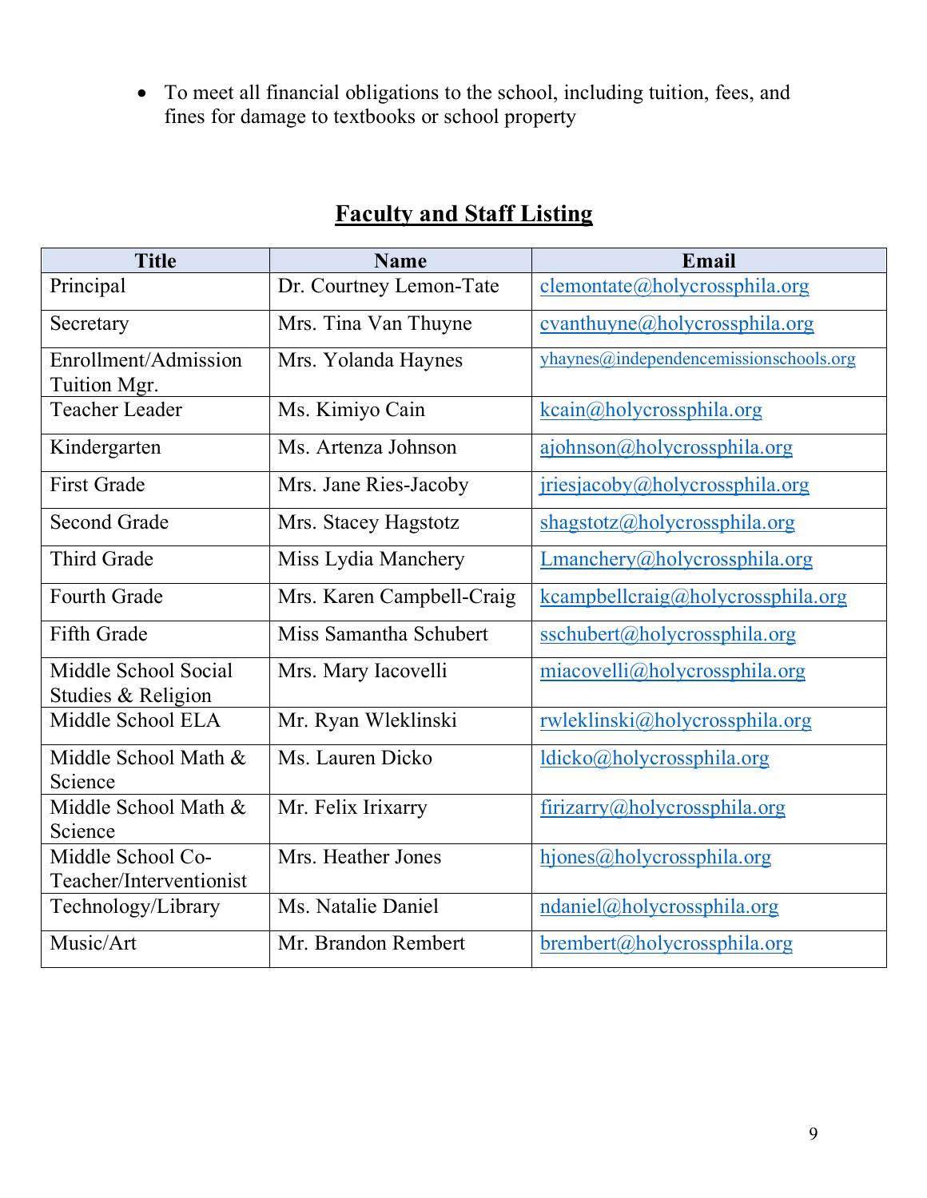- To meet all financial obligations to the school, including tuition, fees, and fines for damage to textbooks or school property

## Faculty and Staff Listing

| Title | Name | Email |
|---|---|---|
| Principal | Dr. Courtney Lemon-Tate | clemontate@holycrossphila.org |
| Secretary | Mrs. Tina Van Thuyne | cvanthuyne@holycrossphila.org |
| Enrollment/Admission Tuition Mgr. | Mrs. Yolanda Haynes | yhaynes@independencemissionschools.org |
| Teacher Leader | Ms. Kimiyo Cain | kcain@holycrossphila.org |
| Kindergarten | Ms. Artenza Johnson | ajohnson@holycrossphila.org |
| First Grade | Mrs. Jane Ries-Jacoby | jriesjacoby@holycrossphila.org |
| Second Grade | Mrs. Stacey Hagstotz | shagstotz@holycrossphila.org |
| Third Grade | Miss Lydia Manchery | Lmanchery@holycrossphila.org |
| Fourth Grade | Mrs. Karen Campbell-Craig | kcampbellcraig@holycrossphila.org |
| Fifth Grade | Miss Samantha Schubert | sschubert@holycrossphila.org |
| Middle School Social Studies & Religion | Mrs. Mary Iacovelli | miacovelli@holycrossphila.org |
| Middle School ELA | Mr. Ryan Wleklinski | rwleklinski@holycrossphila.org |
| Middle School Math & Science | Ms. Lauren Dicko | ldicko@holycrossphila.org |
| Middle School Math & Science | Mr. Felix Irixarry | firizarry@holycrossphila.org |
| Middle School Co-Teacher/Interventionist | Mrs. Heather Jones | hjones@holycrossphila.org |
| Technology/Library | Ms. Natalie Daniel | ndaniel@holycrossphila.org |
| Music/Art | Mr. Brandon Rembert | brembert@holycrossphila.org |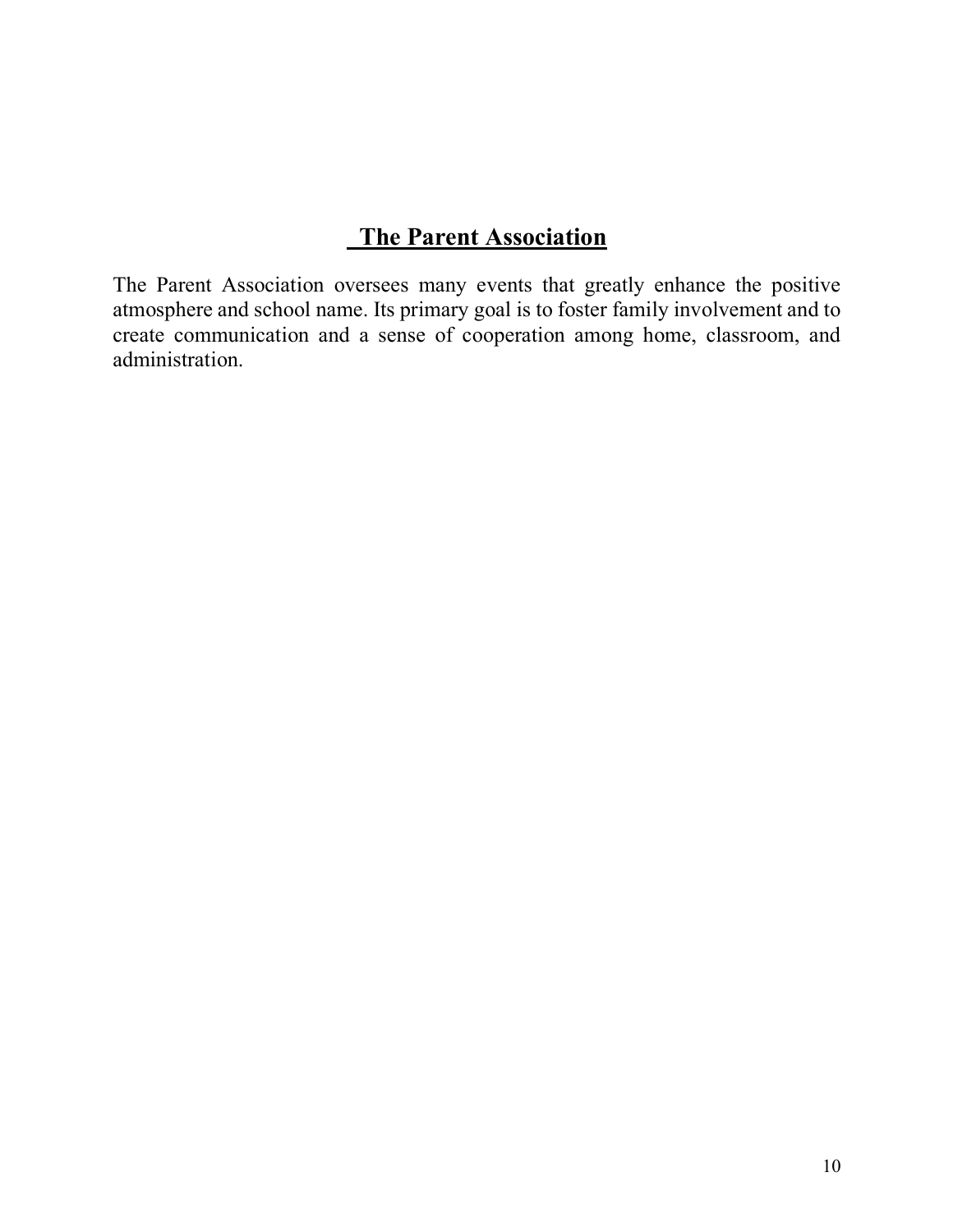# The Parent Association

The Parent Association oversees many events that greatly enhance the positive atmosphere and school name. Its primary goal is to foster family involvement and to create communication and a sense of cooperation among home, classroom, and administration.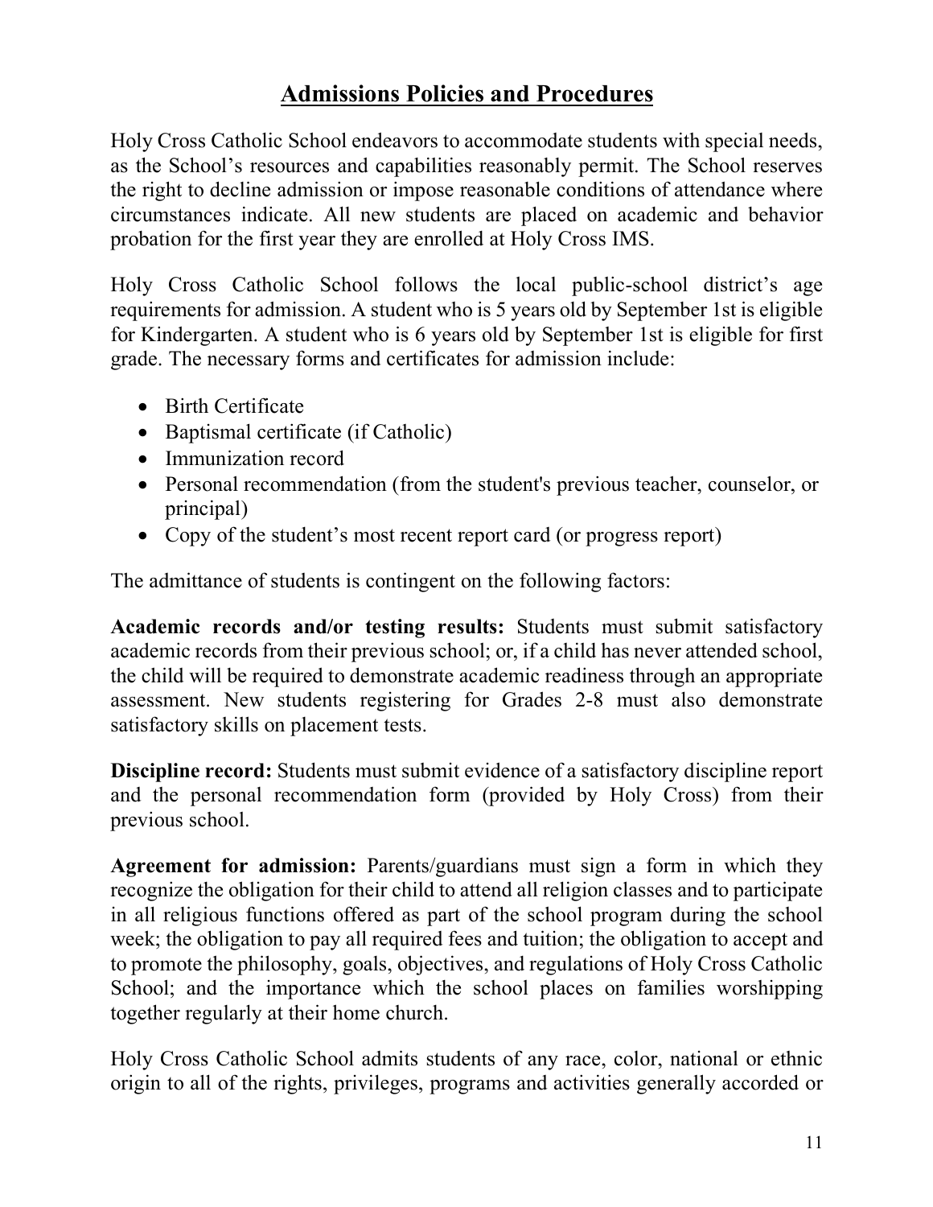## Admissions Policies and Procedures

Holy Cross Catholic School endeavors to accommodate students with special needs, as the School's resources and capabilities reasonably permit. The School reserves the right to decline admission or impose reasonable conditions of attendance where circumstances indicate. All new students are placed on academic and behavior probation for the first year they are enrolled at Holy Cross IMS.

Holy Cross Catholic School follows the local public-school district's age requirements for admission. A student who is 5 years old by September 1st is eligible for Kindergarten. A student who is 6 years old by September 1st is eligible for first grade. The necessary forms and certificates for admission include:

- Birth Certificate
- Baptismal certificate (if Catholic)
- Immunization record
- Personal recommendation (from the student's previous teacher, counselor, or principal)
- Copy of the student's most recent report card (or progress report)

The admittance of students is contingent on the following factors:

**Academic records and/or testing results:** Students must submit satisfactory academic records from their previous school; or, if a child has never attended school, the child will be required to demonstrate academic readiness through an appropriate assessment. New students registering for Grades 2-8 must also demonstrate satisfactory skills on placement tests.

**Discipline record:** Students must submit evidence of a satisfactory discipline report and the personal recommendation form (provided by Holy Cross) from their previous school.

**Agreement for admission:** Parents/guardians must sign a form in which they recognize the obligation for their child to attend all religion classes and to participate in all religious functions offered as part of the school program during the school week; the obligation to pay all required fees and tuition; the obligation to accept and to promote the philosophy, goals, objectives, and regulations of Holy Cross Catholic School; and the importance which the school places on families worshipping together regularly at their home church.

Holy Cross Catholic School admits students of any race, color, national or ethnic origin to all of the rights, privileges, programs and activities generally accorded or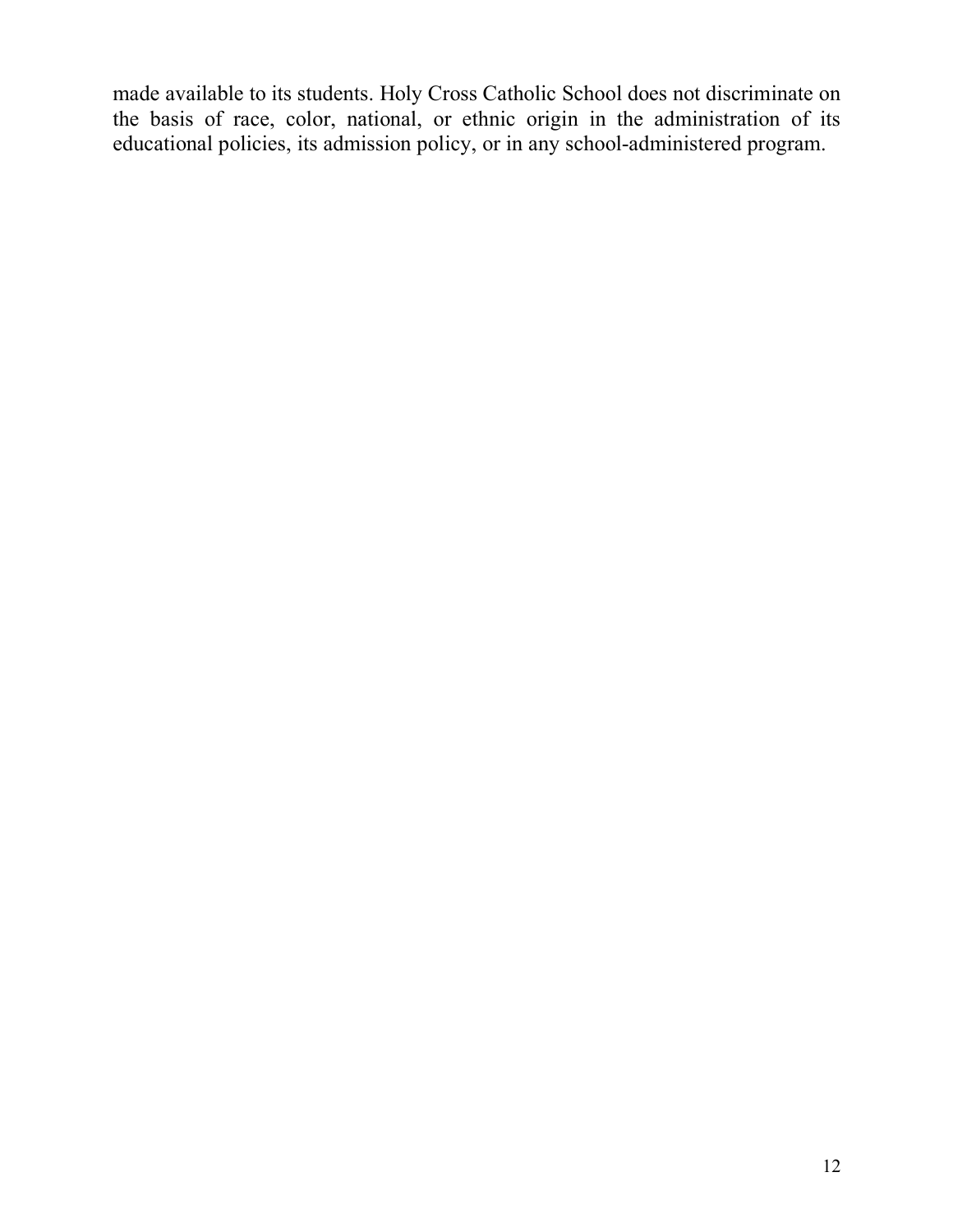made available to its students. Holy Cross Catholic School does not discriminate on the basis of race, color, national, or ethnic origin in the administration of its educational policies, its admission policy, or in any school-administered program.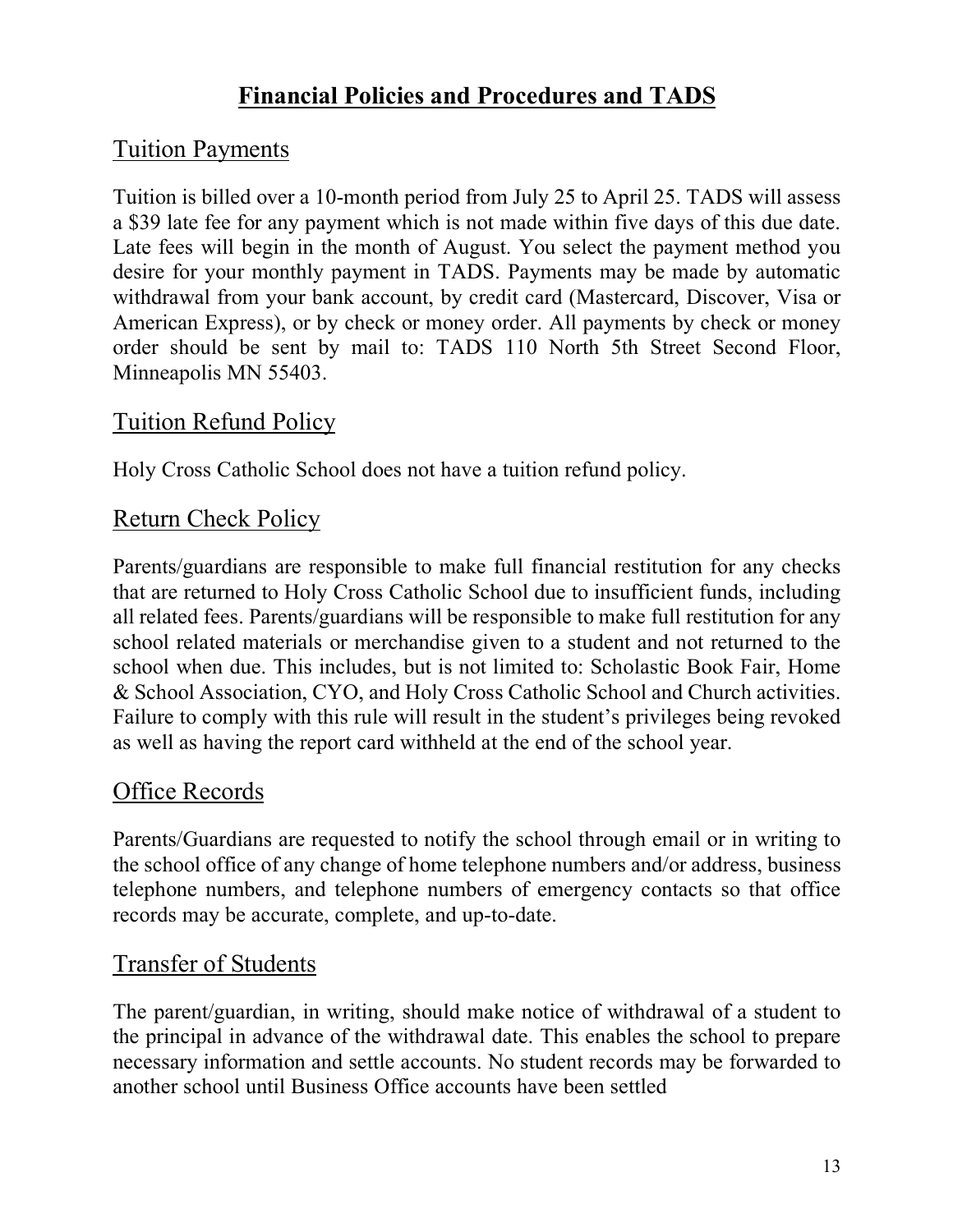# Financial Policies and Procedures and TADS

## Tuition Payments

Tuition is billed over a 10-month period from July 25 to April 25. TADS will assess a $39 late fee for any payment which is not made within five days of this due date. Late fees will begin in the month of August. You select the payment method you desire for your monthly payment in TADS. Payments may be made by automatic withdrawal from your bank account, by credit card (Mastercard, Discover, Visa or American Express), or by check or money order. All payments by check or money order should be sent by mail to: TADS 110 North 5th Street Second Floor, Minneapolis MN 55403.

## Tuition Refund Policy

Holy Cross Catholic School does not have a tuition refund policy.

## Return Check Policy

Parents/guardians are responsible to make full financial restitution for any checks that are returned to Holy Cross Catholic School due to insufficient funds, including all related fees. Parents/guardians will be responsible to make full restitution for any school related materials or merchandise given to a student and not returned to the school when due. This includes, but is not limited to: Scholastic Book Fair, Home & School Association, CYO, and Holy Cross Catholic School and Church activities. Failure to comply with this rule will result in the student's privileges being revoked as well as having the report card withheld at the end of the school year.

## Office Records

Parents/Guardians are requested to notify the school through email or in writing to the school office of any change of home telephone numbers and/or address, business telephone numbers, and telephone numbers of emergency contacts so that office records may be accurate, complete, and up-to-date.

## Transfer of Students

The parent/guardian, in writing, should make notice of withdrawal of a student to the principal in advance of the withdrawal date. This enables the school to prepare necessary information and settle accounts. No student records may be forwarded to another school until Business Office accounts have been settled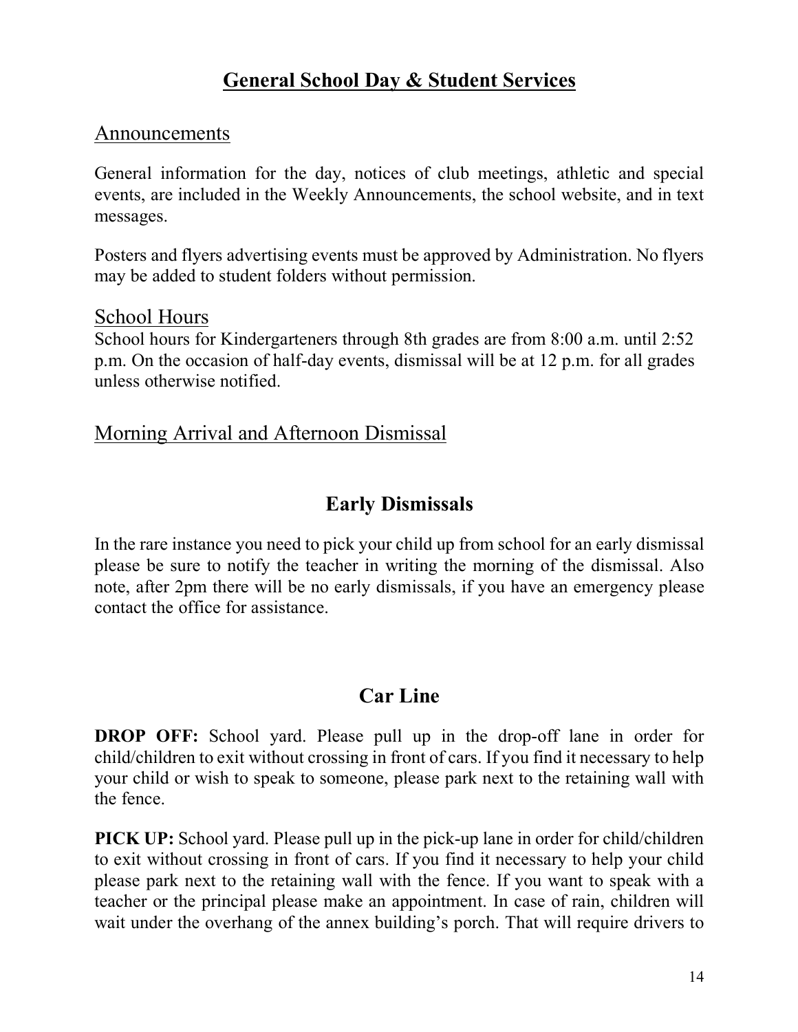# General School Day & Student Services

## Announcements

General information for the day, notices of club meetings, athletic and special events, are included in the Weekly Announcements, the school website, and in text messages.

Posters and flyers advertising events must be approved by Administration. No flyers may be added to student folders without permission.

## School Hours

School hours for Kindergarteners through 8th grades are from 8:00 a.m. until 2:52 p.m. On the occasion of half-day events, dismissal will be at 12 p.m. for all grades unless otherwise notified.

## Morning Arrival and Afternoon Dismissal

### Early Dismissals

In the rare instance you need to pick your child up from school for an early dismissal please be sure to notify the teacher in writing the morning of the dismissal. Also note, after 2pm there will be no early dismissals, if you have an emergency please contact the office for assistance.

### Car Line

**DROP OFF:** School yard. Please pull up in the drop-off lane in order for child/children to exit without crossing in front of cars. If you find it necessary to help your child or wish to speak to someone, please park next to the retaining wall with the fence.

**PICK UP:** School yard. Please pull up in the pick-up lane in order for child/children to exit without crossing in front of cars. If you find it necessary to help your child please park next to the retaining wall with the fence. If you want to speak with a teacher or the principal please make an appointment. In case of rain, children will wait under the overhang of the annex building's porch. That will require drivers to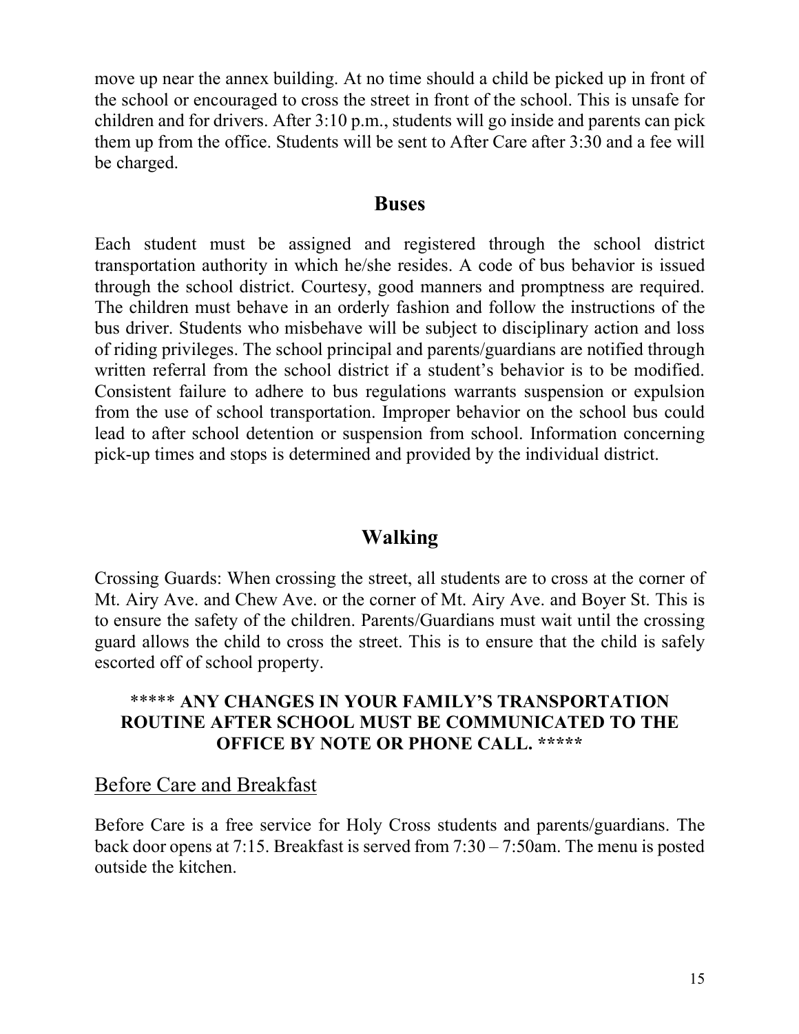move up near the annex building. At no time should a child be picked up in front of the school or encouraged to cross the street in front of the school. This is unsafe for children and for drivers. After 3:10 p.m., students will go inside and parents can pick them up from the office. Students will be sent to After Care after 3:30 and a fee will be charged.

## Buses

Each student must be assigned and registered through the school district transportation authority in which he/she resides. A code of bus behavior is issued through the school district. Courtesy, good manners and promptness are required. The children must behave in an orderly fashion and follow the instructions of the bus driver. Students who misbehave will be subject to disciplinary action and loss of riding privileges. The school principal and parents/guardians are notified through written referral from the school district if a student's behavior is to be modified. Consistent failure to adhere to bus regulations warrants suspension or expulsion from the use of school transportation. Improper behavior on the school bus could lead to after school detention or suspension from school. Information concerning pick-up times and stops is determined and provided by the individual district.

## Walking

Crossing Guards: When crossing the street, all students are to cross at the corner of Mt. Airy Ave. and Chew Ave. or the corner of Mt. Airy Ave. and Boyer St. This is to ensure the safety of the children. Parents/Guardians must wait until the crossing guard allows the child to cross the street. This is to ensure that the child is safely escorted off of school property.

***** **ANY CHANGES IN YOUR FAMILY'S TRANSPORTATION ROUTINE AFTER SCHOOL MUST BE COMMUNICATED TO THE OFFICE BY NOTE OR PHONE CALL.** *****

### Before Care and Breakfast

Before Care is a free service for Holy Cross students and parents/guardians. The back door opens at 7:15. Breakfast is served from 7:30 – 7:50am. The menu is posted outside the kitchen.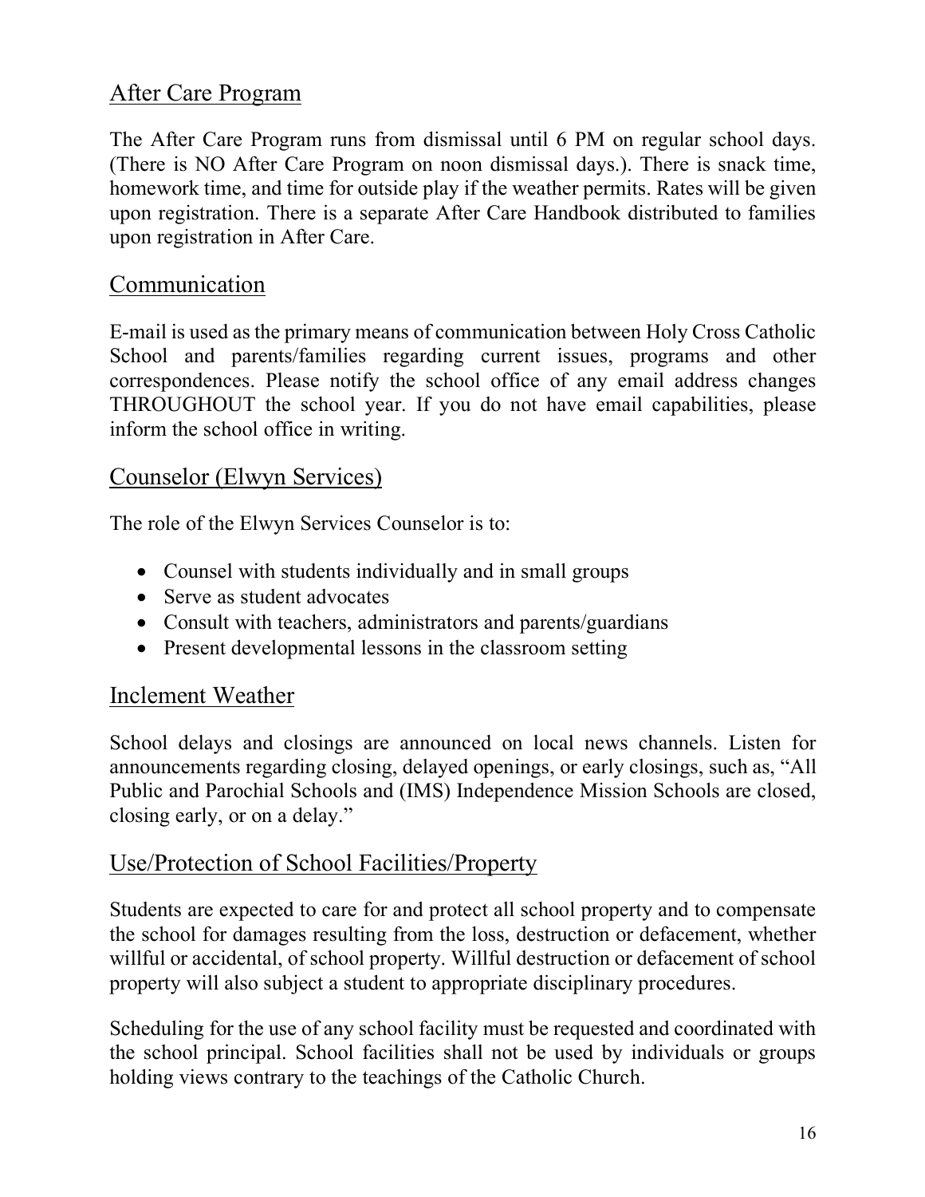## After Care Program

The After Care Program runs from dismissal until 6 PM on regular school days. (There is NO After Care Program on noon dismissal days.). There is snack time, homework time, and time for outside play if the weather permits. Rates will be given upon registration. There is a separate After Care Handbook distributed to families upon registration in After Care.

## Communication

E-mail is used as the primary means of communication between Holy Cross Catholic School and parents/families regarding current issues, programs and other correspondences. Please notify the school office of any email address changes THROUGHOUT the school year. If you do not have email capabilities, please inform the school office in writing.

## Counselor (Elwyn Services)

The role of the Elwyn Services Counselor is to:

- Counsel with students individually and in small groups
- Serve as student advocates
- Consult with teachers, administrators and parents/guardians
- Present developmental lessons in the classroom setting

## Inclement Weather

School delays and closings are announced on local news channels. Listen for announcements regarding closing, delayed openings, or early closings, such as, "All Public and Parochial Schools and (IMS) Independence Mission Schools are closed, closing early, or on a delay."

## Use/Protection of School Facilities/Property

Students are expected to care for and protect all school property and to compensate the school for damages resulting from the loss, destruction or defacement, whether willful or accidental, of school property. Willful destruction or defacement of school property will also subject a student to appropriate disciplinary procedures.

Scheduling for the use of any school facility must be requested and coordinated with the school principal. School facilities shall not be used by individuals or groups holding views contrary to the teachings of the Catholic Church.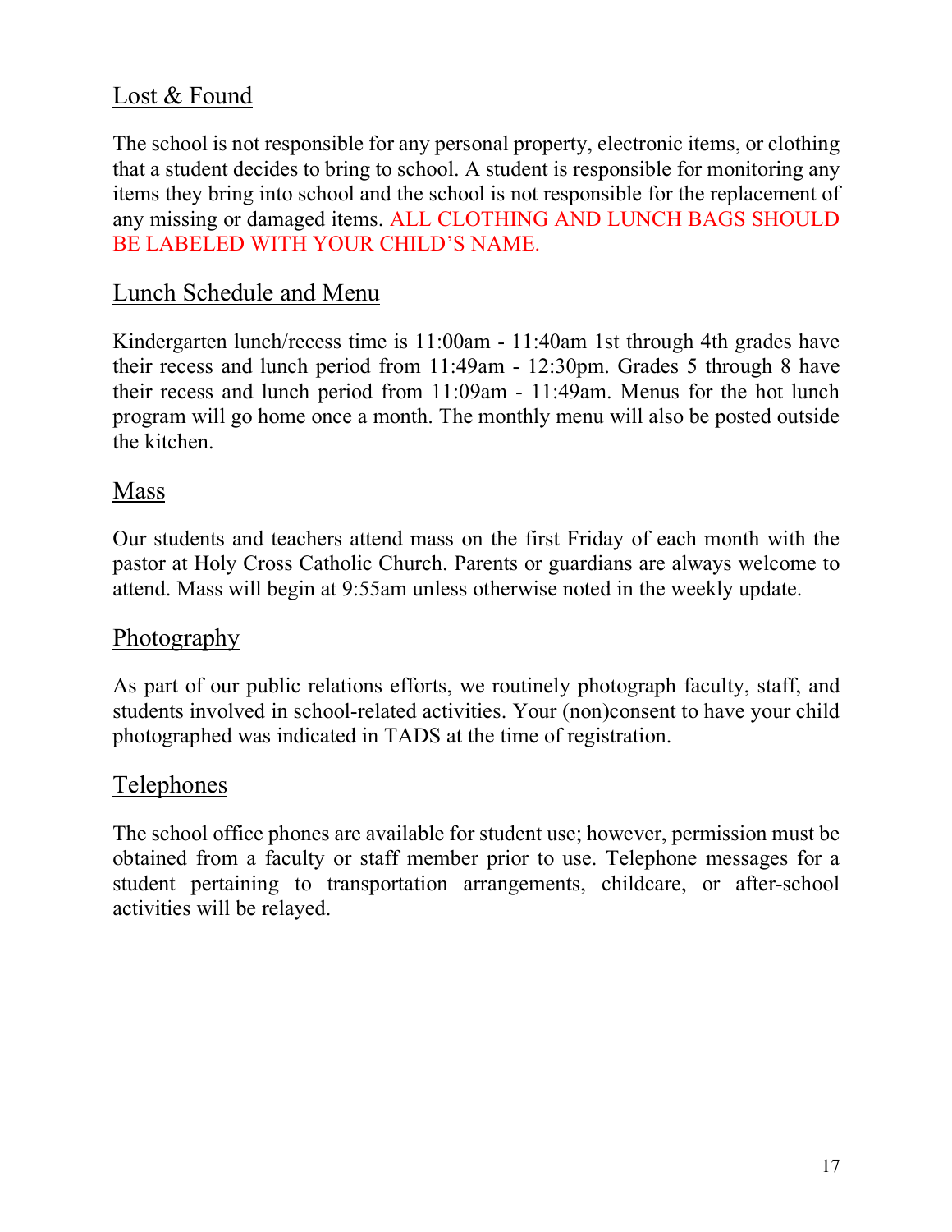## Lost & Found

The school is not responsible for any personal property, electronic items, or clothing that a student decides to bring to school. A student is responsible for monitoring any items they bring into school and the school is not responsible for the replacement of any missing or damaged items. ALL CLOTHING AND LUNCH BAGS SHOULD BE LABELED WITH YOUR CHILD'S NAME.

## Lunch Schedule and Menu

Kindergarten lunch/recess time is 11:00am - 11:40am 1st through 4th grades have their recess and lunch period from 11:49am - 12:30pm. Grades 5 through 8 have their recess and lunch period from 11:09am - 11:49am. Menus for the hot lunch program will go home once a month. The monthly menu will also be posted outside the kitchen.

## Mass

Our students and teachers attend mass on the first Friday of each month with the pastor at Holy Cross Catholic Church. Parents or guardians are always welcome to attend. Mass will begin at 9:55am unless otherwise noted in the weekly update.

## Photography

As part of our public relations efforts, we routinely photograph faculty, staff, and students involved in school-related activities. Your (non)consent to have your child photographed was indicated in TADS at the time of registration.

## Telephones

The school office phones are available for student use; however, permission must be obtained from a faculty or staff member prior to use. Telephone messages for a student pertaining to transportation arrangements, childcare, or after-school activities will be relayed.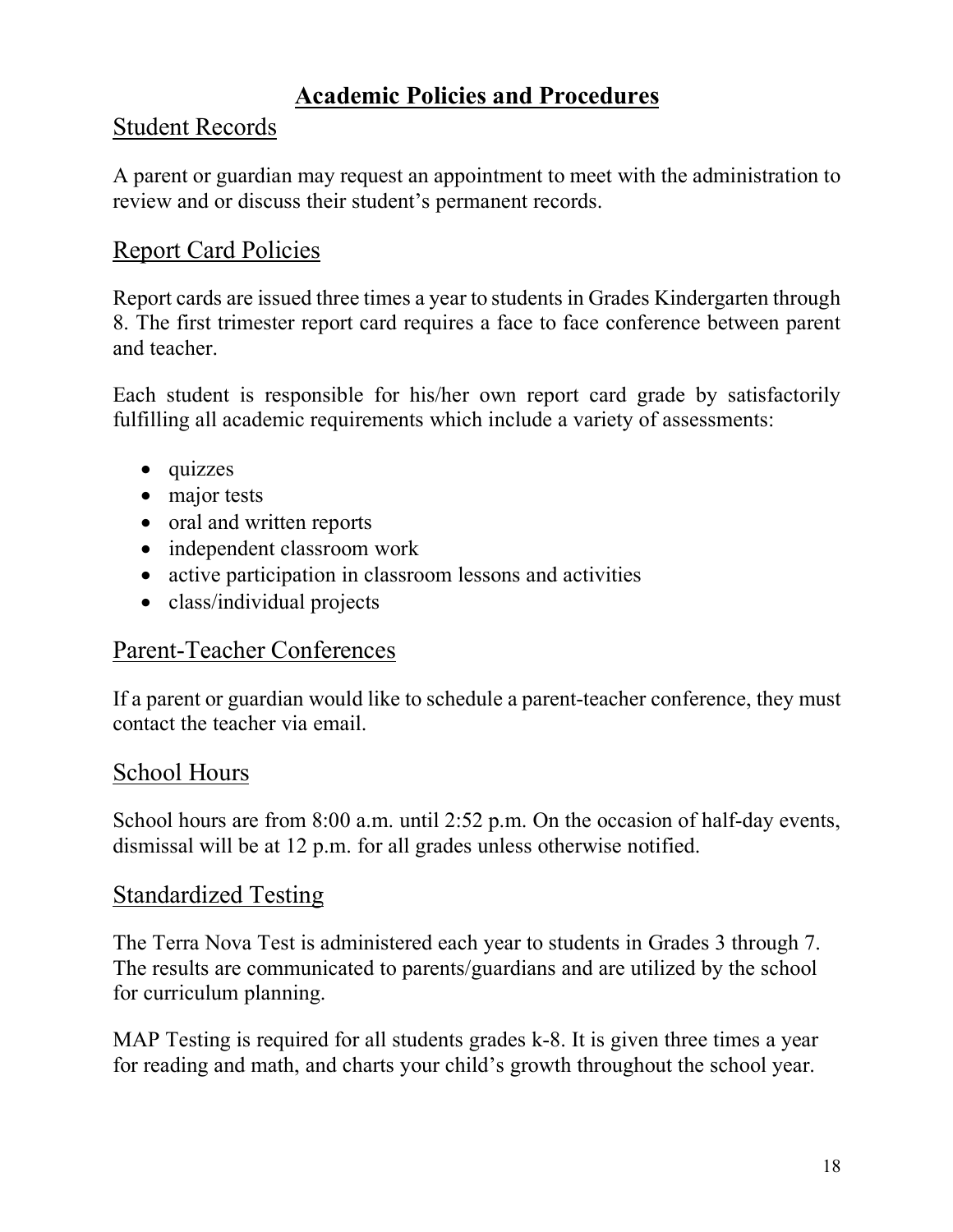# Academic Policies and Procedures

## Student Records

A parent or guardian may request an appointment to meet with the administration to review and or discuss their student's permanent records.

## Report Card Policies

Report cards are issued three times a year to students in Grades Kindergarten through 8. The first trimester report card requires a face to face conference between parent and teacher.

Each student is responsible for his/her own report card grade by satisfactorily fulfilling all academic requirements which include a variety of assessments:

- quizzes
- major tests
- oral and written reports
- independent classroom work
- active participation in classroom lessons and activities
- class/individual projects

## Parent-Teacher Conferences

If a parent or guardian would like to schedule a parent-teacher conference, they must contact the teacher via email.

## School Hours

School hours are from 8:00 a.m. until 2:52 p.m. On the occasion of half-day events, dismissal will be at 12 p.m. for all grades unless otherwise notified.

## Standardized Testing

The Terra Nova Test is administered each year to students in Grades 3 through 7. The results are communicated to parents/guardians and are utilized by the school for curriculum planning.

MAP Testing is required for all students grades k-8. It is given three times a year for reading and math, and charts your child's growth throughout the school year.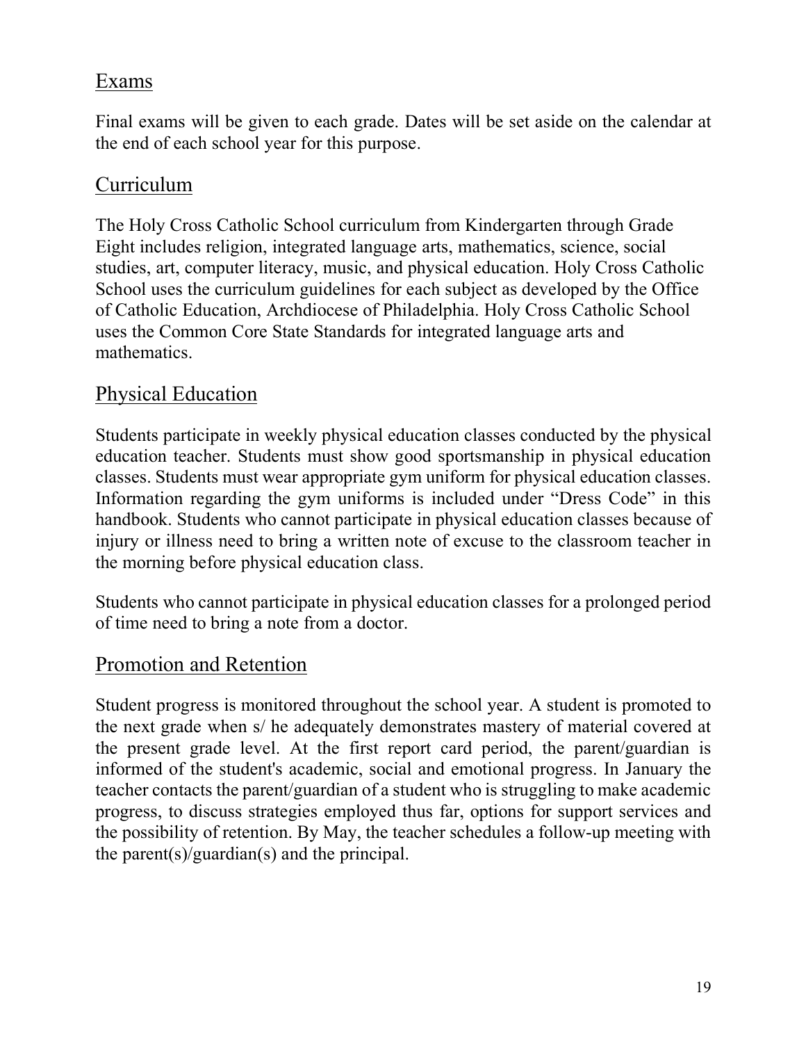## Exams

Final exams will be given to each grade. Dates will be set aside on the calendar at the end of each school year for this purpose.

## Curriculum

The Holy Cross Catholic School curriculum from Kindergarten through Grade Eight includes religion, integrated language arts, mathematics, science, social studies, art, computer literacy, music, and physical education. Holy Cross Catholic School uses the curriculum guidelines for each subject as developed by the Office of Catholic Education, Archdiocese of Philadelphia. Holy Cross Catholic School uses the Common Core State Standards for integrated language arts and mathematics.

## Physical Education

Students participate in weekly physical education classes conducted by the physical education teacher. Students must show good sportsmanship in physical education classes. Students must wear appropriate gym uniform for physical education classes. Information regarding the gym uniforms is included under "Dress Code" in this handbook. Students who cannot participate in physical education classes because of injury or illness need to bring a written note of excuse to the classroom teacher in the morning before physical education class.

Students who cannot participate in physical education classes for a prolonged period of time need to bring a note from a doctor.

## Promotion and Retention

Student progress is monitored throughout the school year. A student is promoted to the next grade when s/ he adequately demonstrates mastery of material covered at the present grade level. At the first report card period, the parent/guardian is informed of the student's academic, social and emotional progress. In January the teacher contacts the parent/guardian of a student who is struggling to make academic progress, to discuss strategies employed thus far, options for support services and the possibility of retention. By May, the teacher schedules a follow-up meeting with the parent(s)/guardian(s) and the principal.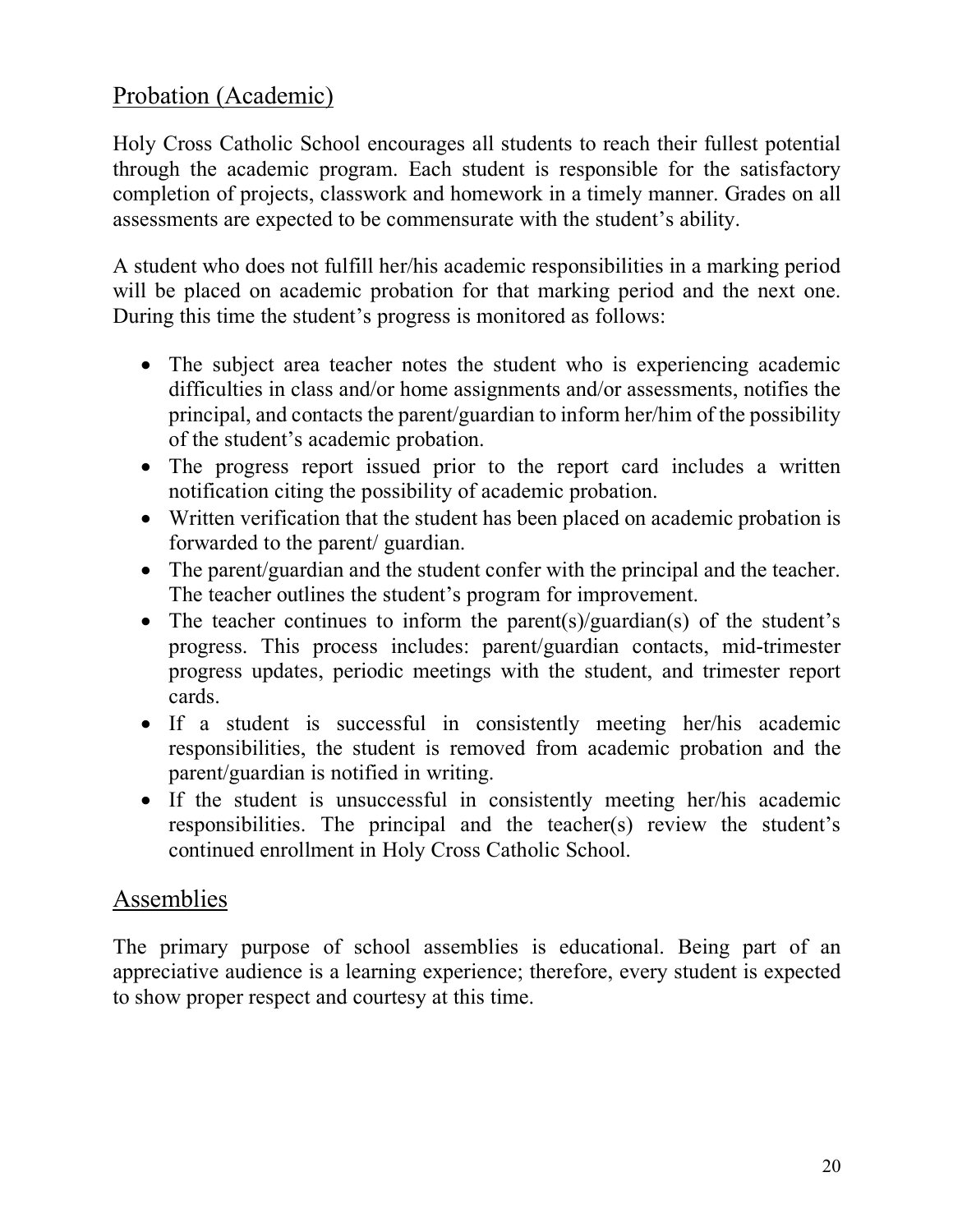## Probation (Academic)

Holy Cross Catholic School encourages all students to reach their fullest potential through the academic program. Each student is responsible for the satisfactory completion of projects, classwork and homework in a timely manner. Grades on all assessments are expected to be commensurate with the student's ability.

A student who does not fulfill her/his academic responsibilities in a marking period will be placed on academic probation for that marking period and the next one. During this time the student's progress is monitored as follows:

- The subject area teacher notes the student who is experiencing academic difficulties in class and/or home assignments and/or assessments, notifies the principal, and contacts the parent/guardian to inform her/him of the possibility of the student's academic probation.
- The progress report issued prior to the report card includes a written notification citing the possibility of academic probation.
- Written verification that the student has been placed on academic probation is forwarded to the parent/ guardian.
- The parent/guardian and the student confer with the principal and the teacher. The teacher outlines the student's program for improvement.
- The teacher continues to inform the parent(s)/guardian(s) of the student's progress. This process includes: parent/guardian contacts, mid-trimester progress updates, periodic meetings with the student, and trimester report cards.
- If a student is successful in consistently meeting her/his academic responsibilities, the student is removed from academic probation and the parent/guardian is notified in writing.
- If the student is unsuccessful in consistently meeting her/his academic responsibilities. The principal and the teacher(s) review the student's continued enrollment in Holy Cross Catholic School.

## Assemblies

The primary purpose of school assemblies is educational. Being part of an appreciative audience is a learning experience; therefore, every student is expected to show proper respect and courtesy at this time.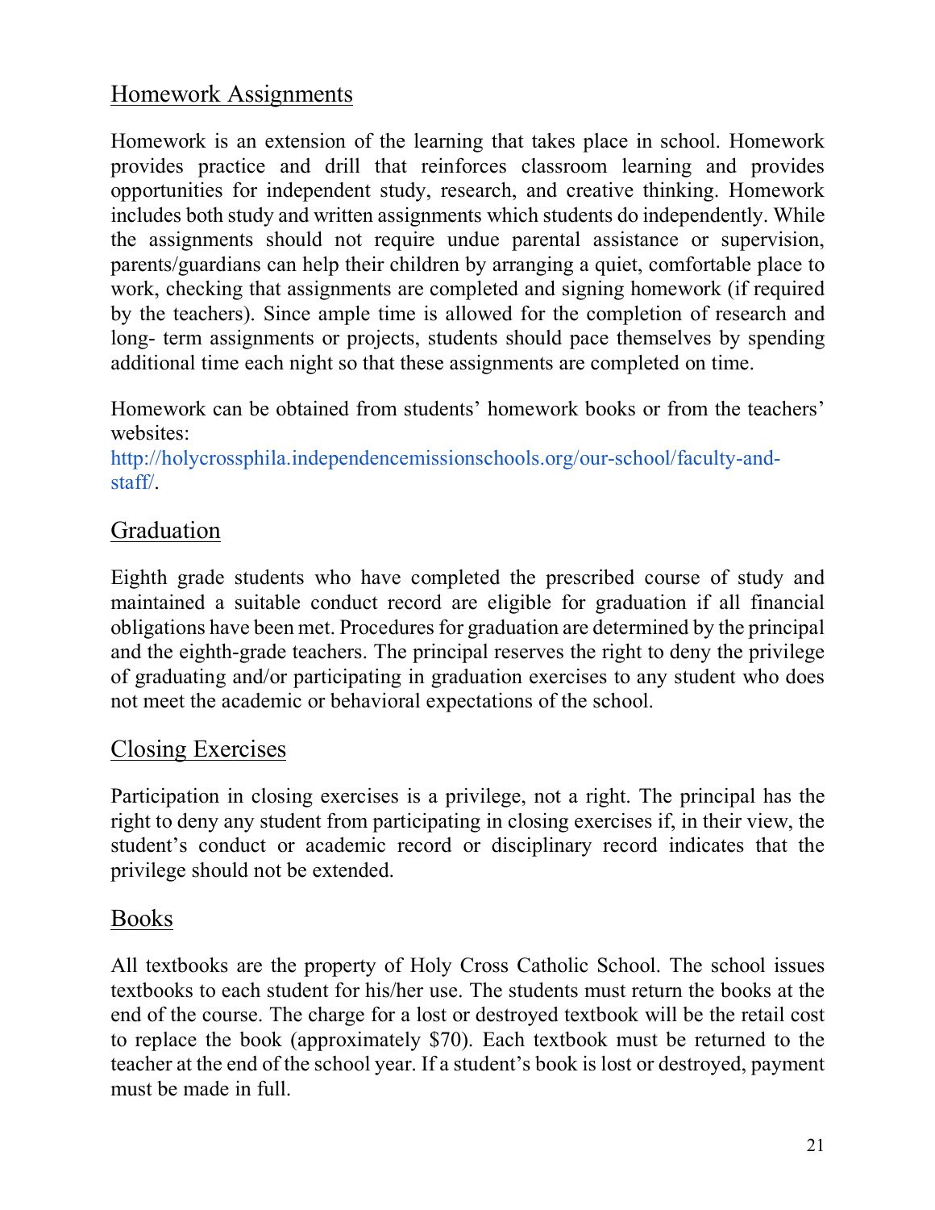## Homework Assignments

Homework is an extension of the learning that takes place in school. Homework provides practice and drill that reinforces classroom learning and provides opportunities for independent study, research, and creative thinking. Homework includes both study and written assignments which students do independently. While the assignments should not require undue parental assistance or supervision, parents/guardians can help their children by arranging a quiet, comfortable place to work, checking that assignments are completed and signing homework (if required by the teachers). Since ample time is allowed for the completion of research and long- term assignments or projects, students should pace themselves by spending additional time each night so that these assignments are completed on time.

Homework can be obtained from students' homework books or from the teachers' websites:
http://holycrossphila.independencemissionschools.org/our-school/faculty-and-staff/.

## Graduation

Eighth grade students who have completed the prescribed course of study and maintained a suitable conduct record are eligible for graduation if all financial obligations have been met. Procedures for graduation are determined by the principal and the eighth-grade teachers. The principal reserves the right to deny the privilege of graduating and/or participating in graduation exercises to any student who does not meet the academic or behavioral expectations of the school.

## Closing Exercises

Participation in closing exercises is a privilege, not a right. The principal has the right to deny any student from participating in closing exercises if, in their view, the student's conduct or academic record or disciplinary record indicates that the privilege should not be extended.

## Books

All textbooks are the property of Holy Cross Catholic School. The school issues textbooks to each student for his/her use. The students must return the books at the end of the course. The charge for a lost or destroyed textbook will be the retail cost to replace the book (approximately $70). Each textbook must be returned to the teacher at the end of the school year. If a student's book is lost or destroyed, payment must be made in full.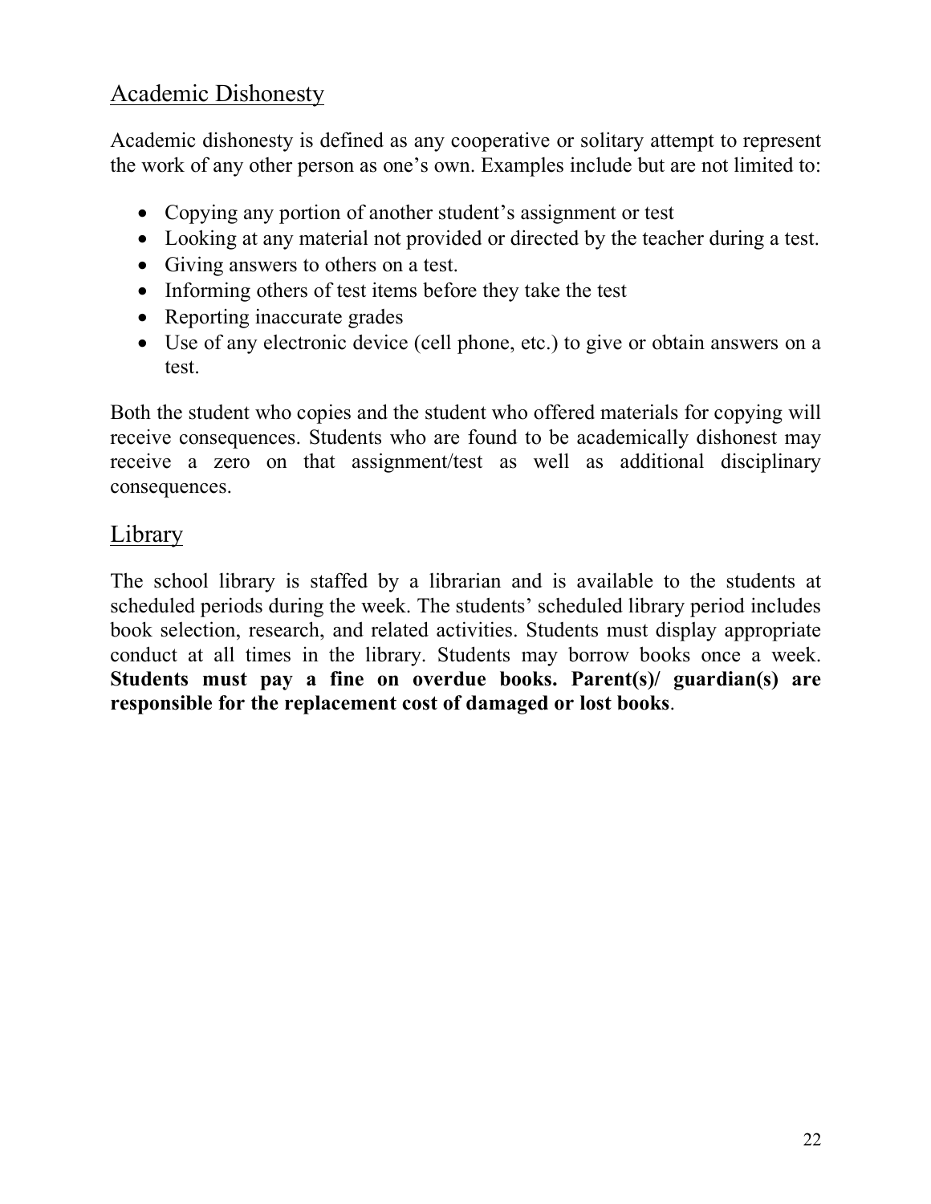## Academic Dishonesty

Academic dishonesty is defined as any cooperative or solitary attempt to represent the work of any other person as one's own. Examples include but are not limited to:

- Copying any portion of another student's assignment or test
- Looking at any material not provided or directed by the teacher during a test.
- Giving answers to others on a test.
- Informing others of test items before they take the test
- Reporting inaccurate grades
- Use of any electronic device (cell phone, etc.) to give or obtain answers on a test.

Both the student who copies and the student who offered materials for copying will receive consequences. Students who are found to be academically dishonest may receive a zero on that assignment/test as well as additional disciplinary consequences.

## Library

The school library is staffed by a librarian and is available to the students at scheduled periods during the week. The students' scheduled library period includes book selection, research, and related activities. Students must display appropriate conduct at all times in the library. Students may borrow books once a week. **Students must pay a fine on overdue books. Parent(s)/ guardian(s) are responsible for the replacement cost of damaged or lost books**.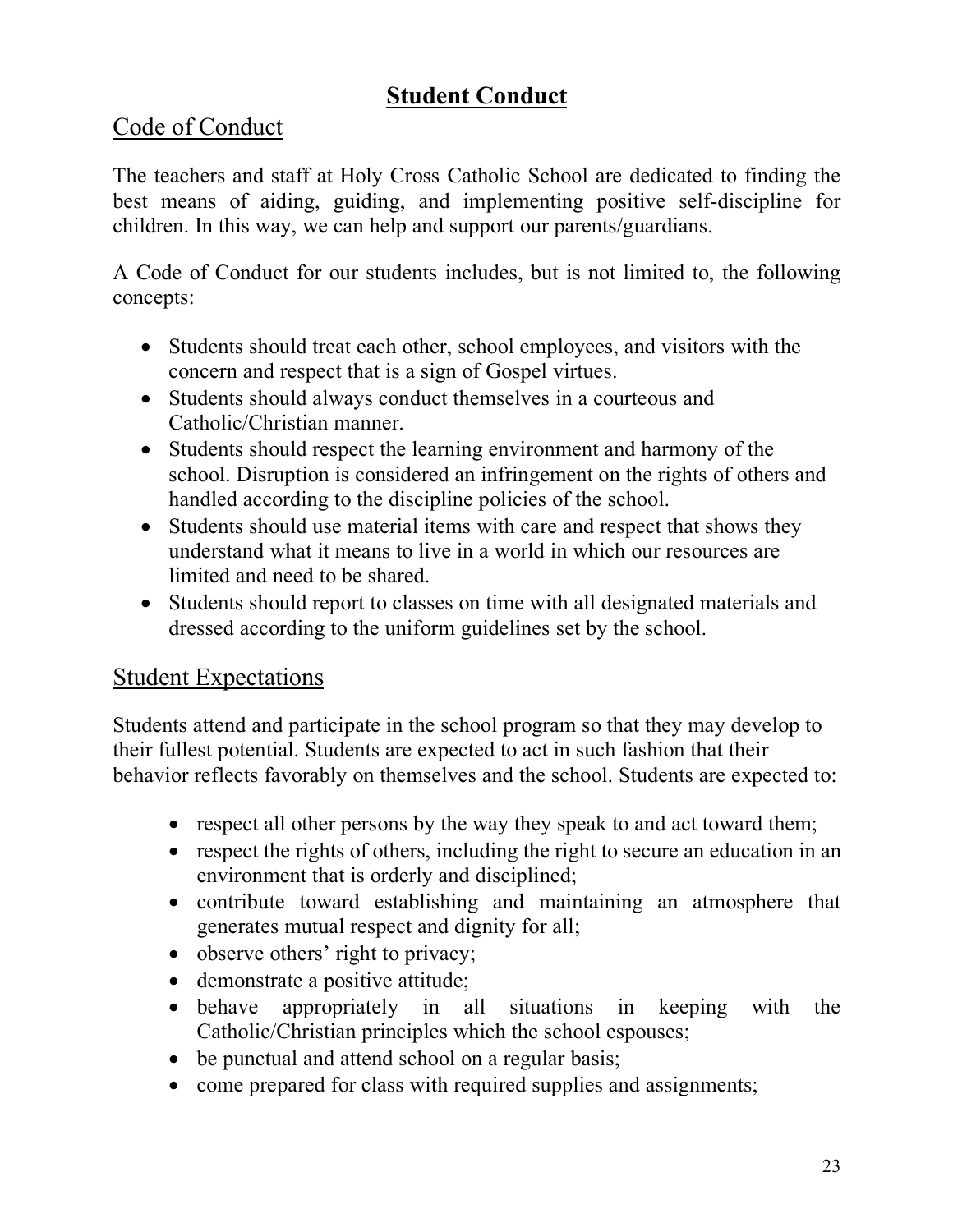# Student Conduct

## Code of Conduct

The teachers and staff at Holy Cross Catholic School are dedicated to finding the best means of aiding, guiding, and implementing positive self-discipline for children. In this way, we can help and support our parents/guardians.

A Code of Conduct for our students includes, but is not limited to, the following concepts:

- Students should treat each other, school employees, and visitors with the concern and respect that is a sign of Gospel virtues.
- Students should always conduct themselves in a courteous and Catholic/Christian manner.
- Students should respect the learning environment and harmony of the school. Disruption is considered an infringement on the rights of others and handled according to the discipline policies of the school.
- Students should use material items with care and respect that shows they understand what it means to live in a world in which our resources are limited and need to be shared.
- Students should report to classes on time with all designated materials and dressed according to the uniform guidelines set by the school.

## Student Expectations

Students attend and participate in the school program so that they may develop to their fullest potential. Students are expected to act in such fashion that their behavior reflects favorably on themselves and the school. Students are expected to:

- respect all other persons by the way they speak to and act toward them;
- respect the rights of others, including the right to secure an education in an environment that is orderly and disciplined;
- contribute toward establishing and maintaining an atmosphere that generates mutual respect and dignity for all;
- observe others' right to privacy;
- demonstrate a positive attitude;
- behave appropriately in all situations in keeping with the Catholic/Christian principles which the school espouses;
- be punctual and attend school on a regular basis;
- come prepared for class with required supplies and assignments;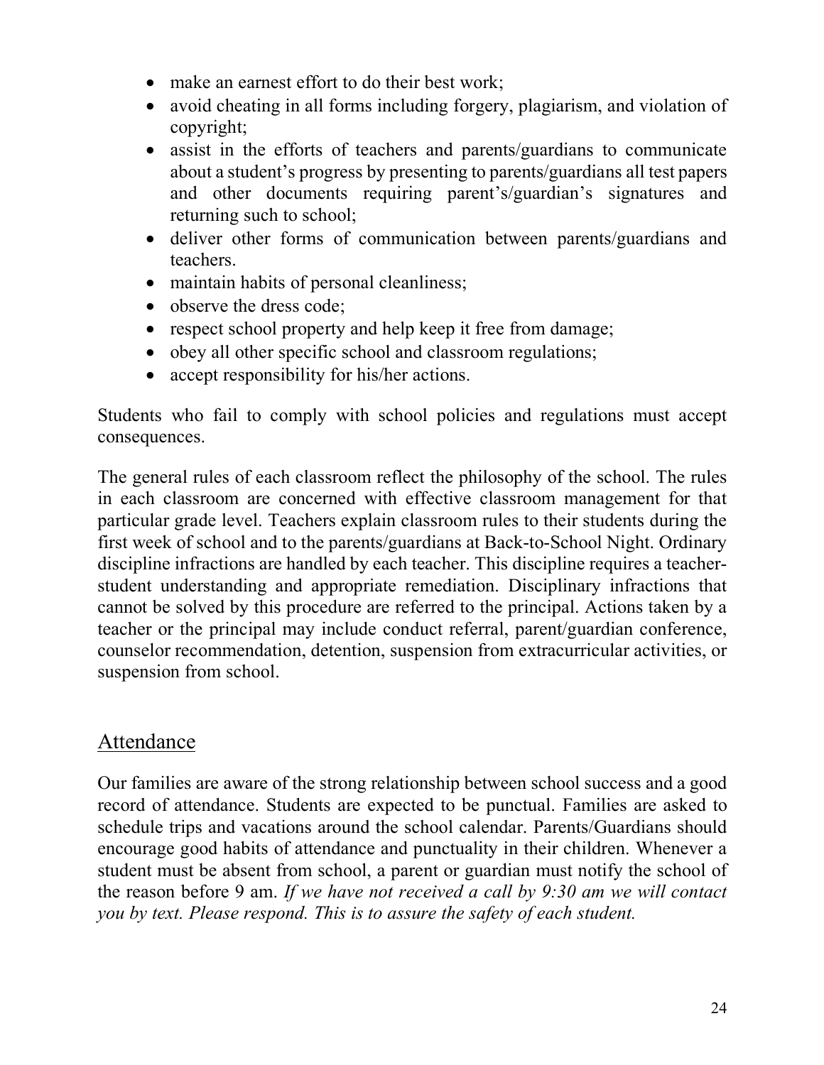- make an earnest effort to do their best work;
- avoid cheating in all forms including forgery, plagiarism, and violation of copyright;
- assist in the efforts of teachers and parents/guardians to communicate about a student's progress by presenting to parents/guardians all test papers and other documents requiring parent's/guardian's signatures and returning such to school;
- deliver other forms of communication between parents/guardians and teachers.
- maintain habits of personal cleanliness;
- observe the dress code;
- respect school property and help keep it free from damage;
- obey all other specific school and classroom regulations;
- accept responsibility for his/her actions.

Students who fail to comply with school policies and regulations must accept consequences.

The general rules of each classroom reflect the philosophy of the school. The rules in each classroom are concerned with effective classroom management for that particular grade level. Teachers explain classroom rules to their students during the first week of school and to the parents/guardians at Back-to-School Night. Ordinary discipline infractions are handled by each teacher. This discipline requires a teacher-student understanding and appropriate remediation. Disciplinary infractions that cannot be solved by this procedure are referred to the principal. Actions taken by a teacher or the principal may include conduct referral, parent/guardian conference, counselor recommendation, detention, suspension from extracurricular activities, or suspension from school.

## Attendance

Our families are aware of the strong relationship between school success and a good record of attendance. Students are expected to be punctual. Families are asked to schedule trips and vacations around the school calendar. Parents/Guardians should encourage good habits of attendance and punctuality in their children. Whenever a student must be absent from school, a parent or guardian must notify the school of the reason before 9 am. *If we have not received a call by 9:30 am we will contact you by text. Please respond. This is to assure the safety of each student.*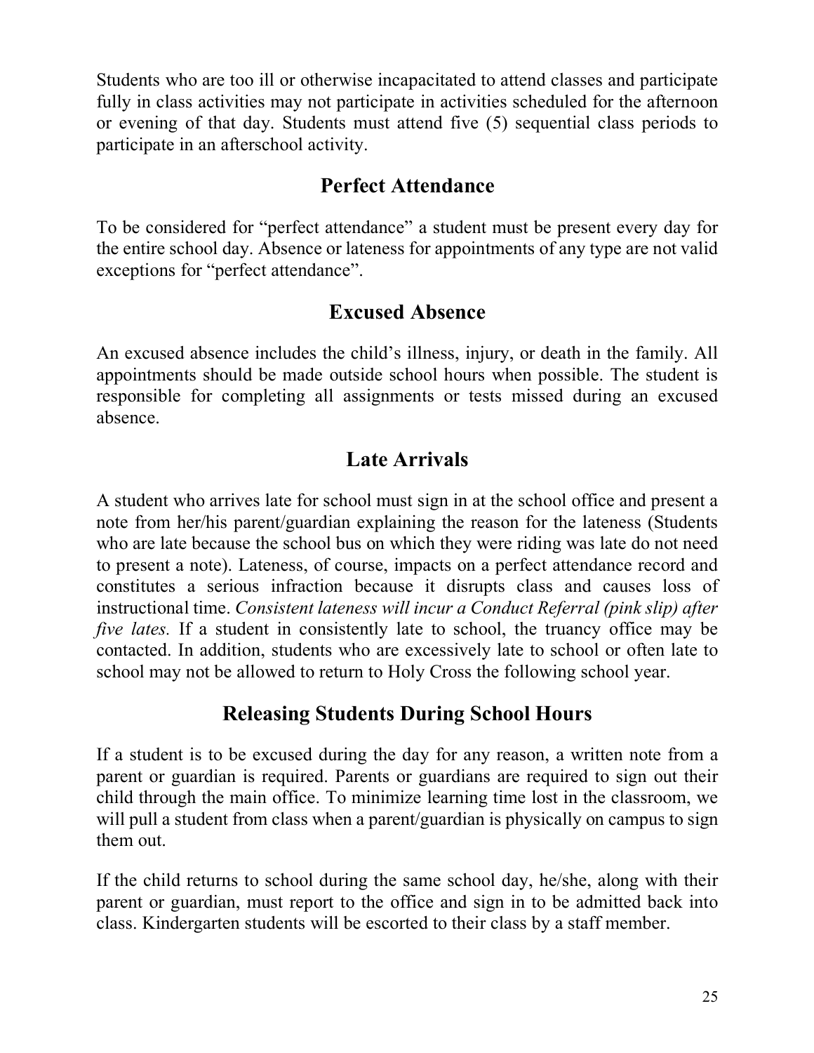Students who are too ill or otherwise incapacitated to attend classes and participate fully in class activities may not participate in activities scheduled for the afternoon or evening of that day. Students must attend five (5) sequential class periods to participate in an afterschool activity.

## Perfect Attendance

To be considered for "perfect attendance" a student must be present every day for the entire school day. Absence or lateness for appointments of any type are not valid exceptions for "perfect attendance".

## Excused Absence

An excused absence includes the child's illness, injury, or death in the family. All appointments should be made outside school hours when possible. The student is responsible for completing all assignments or tests missed during an excused absence.

## Late Arrivals

A student who arrives late for school must sign in at the school office and present a note from her/his parent/guardian explaining the reason for the lateness (Students who are late because the school bus on which they were riding was late do not need to present a note). Lateness, of course, impacts on a perfect attendance record and constitutes a serious infraction because it disrupts class and causes loss of instructional time. *Consistent lateness will incur a Conduct Referral (pink slip) after five lates.* If a student in consistently late to school, the truancy office may be contacted. In addition, students who are excessively late to school or often late to school may not be allowed to return to Holy Cross the following school year.

## Releasing Students During School Hours

If a student is to be excused during the day for any reason, a written note from a parent or guardian is required. Parents or guardians are required to sign out their child through the main office. To minimize learning time lost in the classroom, we will pull a student from class when a parent/guardian is physically on campus to sign them out.

If the child returns to school during the same school day, he/she, along with their parent or guardian, must report to the office and sign in to be admitted back into class. Kindergarten students will be escorted to their class by a staff member.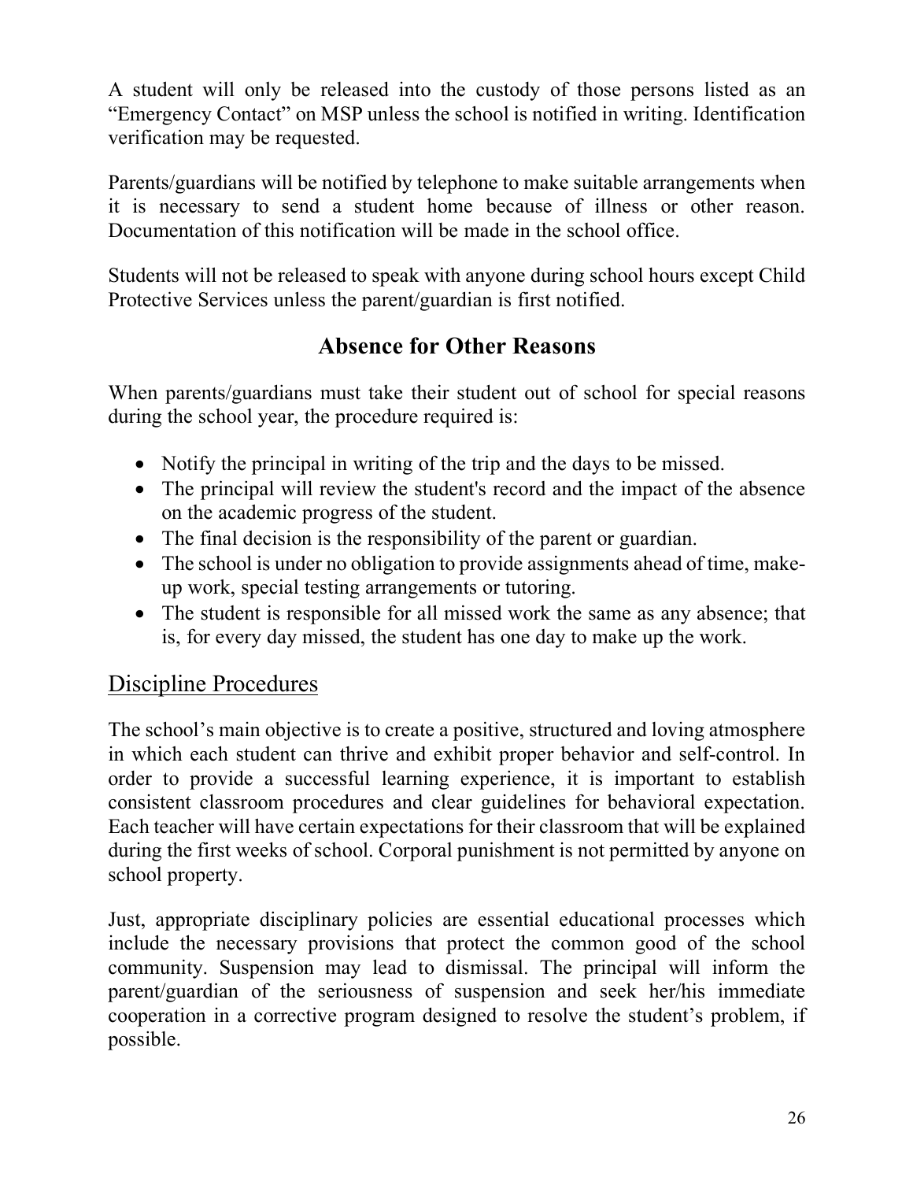A student will only be released into the custody of those persons listed as an "Emergency Contact" on MSP unless the school is notified in writing. Identification verification may be requested.

Parents/guardians will be notified by telephone to make suitable arrangements when it is necessary to send a student home because of illness or other reason. Documentation of this notification will be made in the school office.

Students will not be released to speak with anyone during school hours except Child Protective Services unless the parent/guardian is first notified.

### Absence for Other Reasons

When parents/guardians must take their student out of school for special reasons during the school year, the procedure required is:

- Notify the principal in writing of the trip and the days to be missed.
- The principal will review the student's record and the impact of the absence on the academic progress of the student.
- The final decision is the responsibility of the parent or guardian.
- The school is under no obligation to provide assignments ahead of time, make-up work, special testing arrangements or tutoring.
- The student is responsible for all missed work the same as any absence; that is, for every day missed, the student has one day to make up the work.

## Discipline Procedures

The school's main objective is to create a positive, structured and loving atmosphere in which each student can thrive and exhibit proper behavior and self-control. In order to provide a successful learning experience, it is important to establish consistent classroom procedures and clear guidelines for behavioral expectation. Each teacher will have certain expectations for their classroom that will be explained during the first weeks of school. Corporal punishment is not permitted by anyone on school property.

Just, appropriate disciplinary policies are essential educational processes which include the necessary provisions that protect the common good of the school community. Suspension may lead to dismissal. The principal will inform the parent/guardian of the seriousness of suspension and seek her/his immediate cooperation in a corrective program designed to resolve the student's problem, if possible.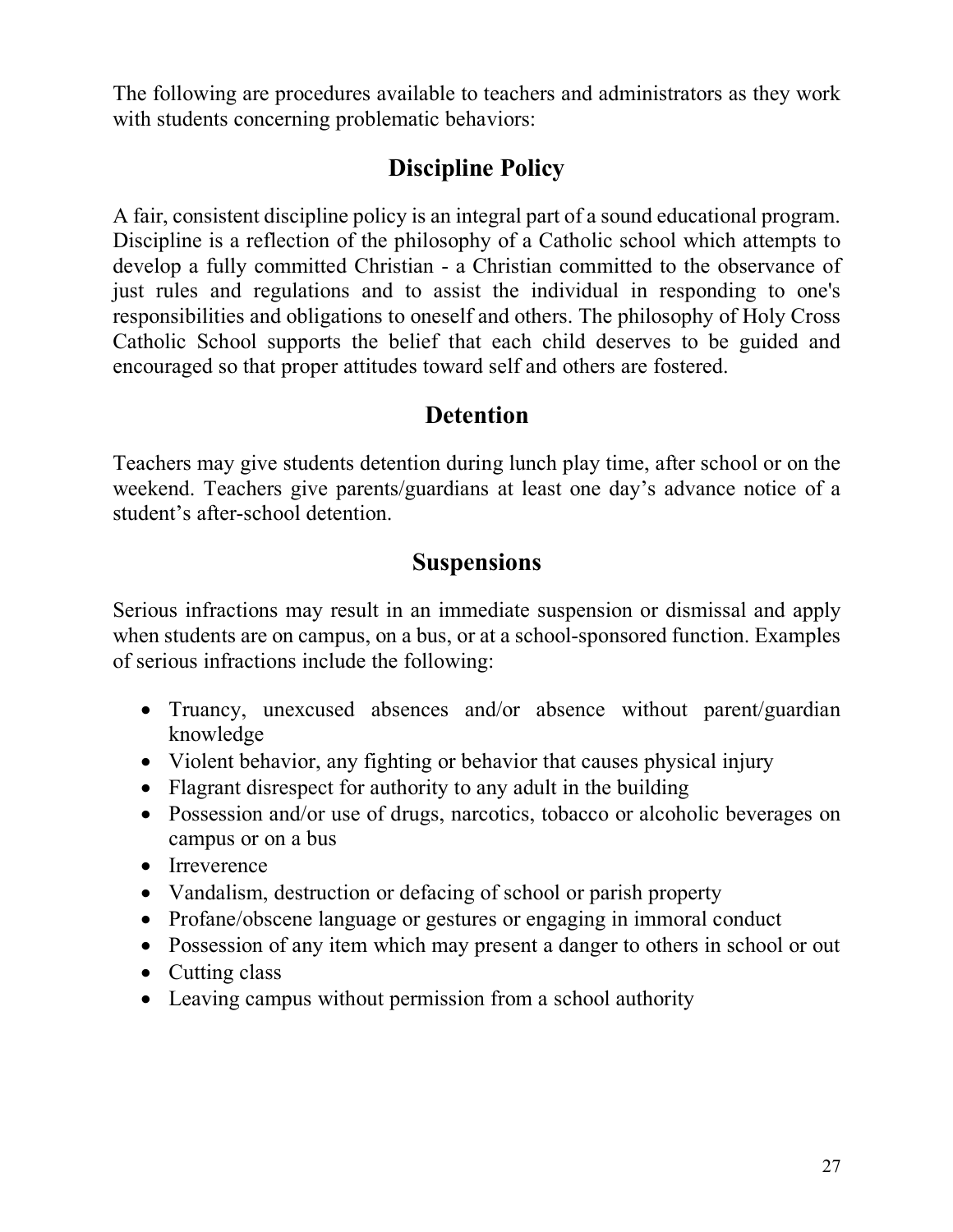The following are procedures available to teachers and administrators as they work with students concerning problematic behaviors:

## Discipline Policy

A fair, consistent discipline policy is an integral part of a sound educational program. Discipline is a reflection of the philosophy of a Catholic school which attempts to develop a fully committed Christian - a Christian committed to the observance of just rules and regulations and to assist the individual in responding to one's responsibilities and obligations to oneself and others. The philosophy of Holy Cross Catholic School supports the belief that each child deserves to be guided and encouraged so that proper attitudes toward self and others are fostered.

## Detention

Teachers may give students detention during lunch play time, after school or on the weekend. Teachers give parents/guardians at least one day's advance notice of a student's after-school detention.

## Suspensions

Serious infractions may result in an immediate suspension or dismissal and apply when students are on campus, on a bus, or at a school-sponsored function. Examples of serious infractions include the following:

- Truancy, unexcused absences and/or absence without parent/guardian knowledge
- Violent behavior, any fighting or behavior that causes physical injury
- Flagrant disrespect for authority to any adult in the building
- Possession and/or use of drugs, narcotics, tobacco or alcoholic beverages on campus or on a bus
- Irreverence
- Vandalism, destruction or defacing of school or parish property
- Profane/obscene language or gestures or engaging in immoral conduct
- Possession of any item which may present a danger to others in school or out
- Cutting class
- Leaving campus without permission from a school authority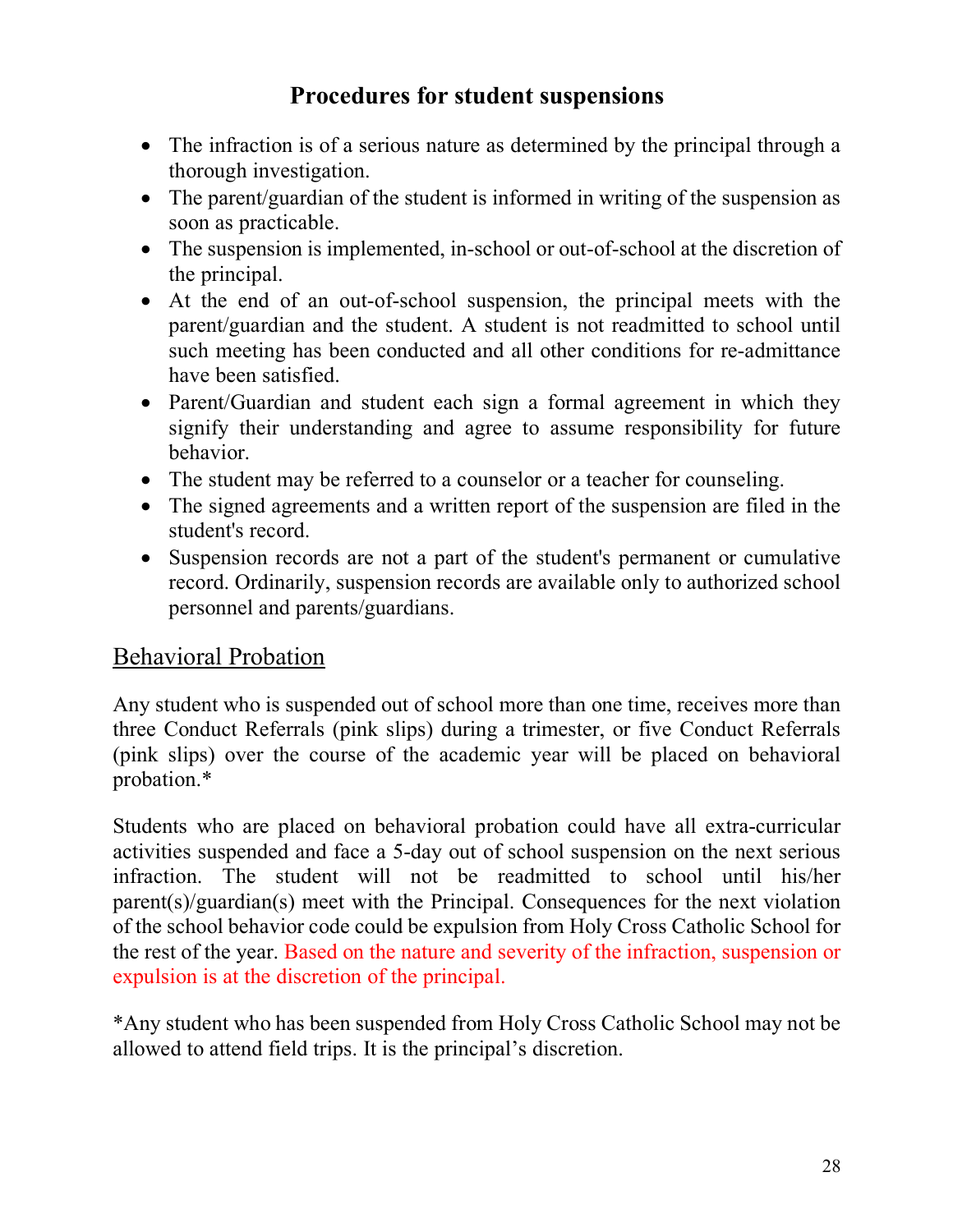## Procedures for student suspensions

- The infraction is of a serious nature as determined by the principal through a thorough investigation.
- The parent/guardian of the student is informed in writing of the suspension as soon as practicable.
- The suspension is implemented, in-school or out-of-school at the discretion of the principal.
- At the end of an out-of-school suspension, the principal meets with the parent/guardian and the student. A student is not readmitted to school until such meeting has been conducted and all other conditions for re-admittance have been satisfied.
- Parent/Guardian and student each sign a formal agreement in which they signify their understanding and agree to assume responsibility for future behavior.
- The student may be referred to a counselor or a teacher for counseling.
- The signed agreements and a written report of the suspension are filed in the student's record.
- Suspension records are not a part of the student's permanent or cumulative record. Ordinarily, suspension records are available only to authorized school personnel and parents/guardians.

### Behavioral Probation

Any student who is suspended out of school more than one time, receives more than three Conduct Referrals (pink slips) during a trimester, or five Conduct Referrals (pink slips) over the course of the academic year will be placed on behavioral probation.*

Students who are placed on behavioral probation could have all extra-curricular activities suspended and face a 5-day out of school suspension on the next serious infraction. The student will not be readmitted to school until his/her parent(s)/guardian(s) meet with the Principal. Consequences for the next violation of the school behavior code could be expulsion from Holy Cross Catholic School for the rest of the year. Based on the nature and severity of the infraction, suspension or expulsion is at the discretion of the principal.

*Any student who has been suspended from Holy Cross Catholic School may not be allowed to attend field trips. It is the principal's discretion.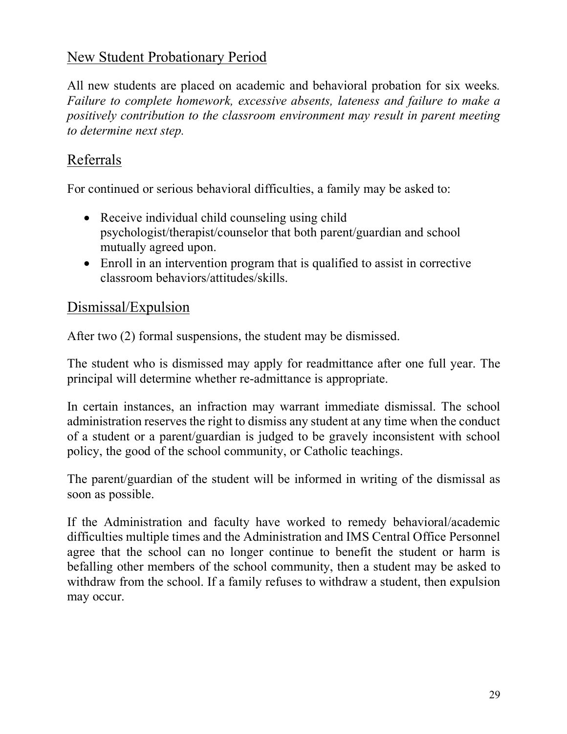## New Student Probationary Period

All new students are placed on academic and behavioral probation for six weeks. *Failure to complete homework, excessive absents, lateness and failure to make a positively contribution to the classroom environment may result in parent meeting to determine next step.*

## Referrals

For continued or serious behavioral difficulties, a family may be asked to:

- Receive individual child counseling using child psychologist/therapist/counselor that both parent/guardian and school mutually agreed upon.
- Enroll in an intervention program that is qualified to assist in corrective classroom behaviors/attitudes/skills.

## Dismissal/Expulsion

After two (2) formal suspensions, the student may be dismissed.

The student who is dismissed may apply for readmittance after one full year. The principal will determine whether re-admittance is appropriate.

In certain instances, an infraction may warrant immediate dismissal. The school administration reserves the right to dismiss any student at any time when the conduct of a student or a parent/guardian is judged to be gravely inconsistent with school policy, the good of the school community, or Catholic teachings.

The parent/guardian of the student will be informed in writing of the dismissal as soon as possible.

If the Administration and faculty have worked to remedy behavioral/academic difficulties multiple times and the Administration and IMS Central Office Personnel agree that the school can no longer continue to benefit the student or harm is befalling other members of the school community, then a student may be asked to withdraw from the school. If a family refuses to withdraw a student, then expulsion may occur.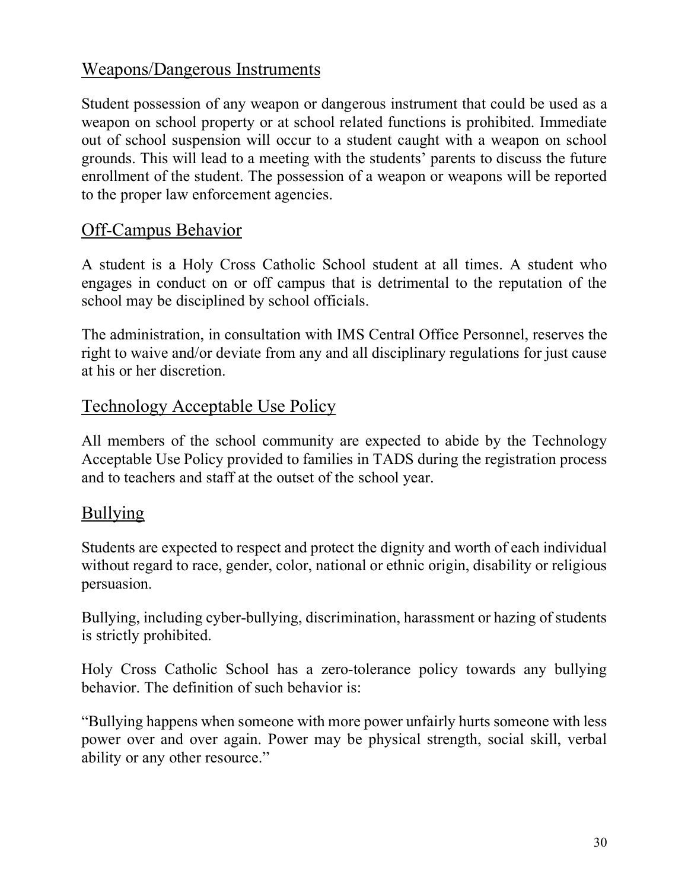## Weapons/Dangerous Instruments

Student possession of any weapon or dangerous instrument that could be used as a weapon on school property or at school related functions is prohibited. Immediate out of school suspension will occur to a student caught with a weapon on school grounds. This will lead to a meeting with the students' parents to discuss the future enrollment of the student. The possession of a weapon or weapons will be reported to the proper law enforcement agencies.

## Off-Campus Behavior

A student is a Holy Cross Catholic School student at all times. A student who engages in conduct on or off campus that is detrimental to the reputation of the school may be disciplined by school officials.

The administration, in consultation with IMS Central Office Personnel, reserves the right to waive and/or deviate from any and all disciplinary regulations for just cause at his or her discretion.

## Technology Acceptable Use Policy

All members of the school community are expected to abide by the Technology Acceptable Use Policy provided to families in TADS during the registration process and to teachers and staff at the outset of the school year.

## Bullying

Students are expected to respect and protect the dignity and worth of each individual without regard to race, gender, color, national or ethnic origin, disability or religious persuasion.

Bullying, including cyber-bullying, discrimination, harassment or hazing of students is strictly prohibited.

Holy Cross Catholic School has a zero-tolerance policy towards any bullying behavior. The definition of such behavior is:

"Bullying happens when someone with more power unfairly hurts someone with less power over and over again. Power may be physical strength, social skill, verbal ability or any other resource."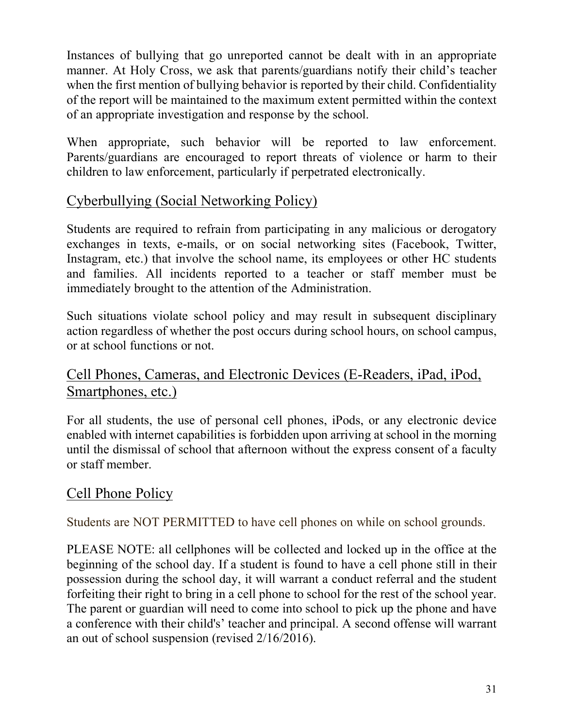Instances of bullying that go unreported cannot be dealt with in an appropriate manner. At Holy Cross, we ask that parents/guardians notify their child's teacher when the first mention of bullying behavior is reported by their child. Confidentiality of the report will be maintained to the maximum extent permitted within the context of an appropriate investigation and response by the school.

When appropriate, such behavior will be reported to law enforcement. Parents/guardians are encouraged to report threats of violence or harm to their children to law enforcement, particularly if perpetrated electronically.

## Cyberbullying (Social Networking Policy)

Students are required to refrain from participating in any malicious or derogatory exchanges in texts, e-mails, or on social networking sites (Facebook, Twitter, Instagram, etc.) that involve the school name, its employees or other HC students and families. All incidents reported to a teacher or staff member must be immediately brought to the attention of the Administration.

Such situations violate school policy and may result in subsequent disciplinary action regardless of whether the post occurs during school hours, on school campus, or at school functions or not.

## Cell Phones, Cameras, and Electronic Devices (E-Readers, iPad, iPod, Smartphones, etc.)

For all students, the use of personal cell phones, iPods, or any electronic device enabled with internet capabilities is forbidden upon arriving at school in the morning until the dismissal of school that afternoon without the express consent of a faculty or staff member.

## Cell Phone Policy

Students are NOT PERMITTED to have cell phones on while on school grounds.

PLEASE NOTE: all cellphones will be collected and locked up in the office at the beginning of the school day. If a student is found to have a cell phone still in their possession during the school day, it will warrant a conduct referral and the student forfeiting their right to bring in a cell phone to school for the rest of the school year. The parent or guardian will need to come into school to pick up the phone and have a conference with their child's' teacher and principal. A second offense will warrant an out of school suspension (revised 2/16/2016).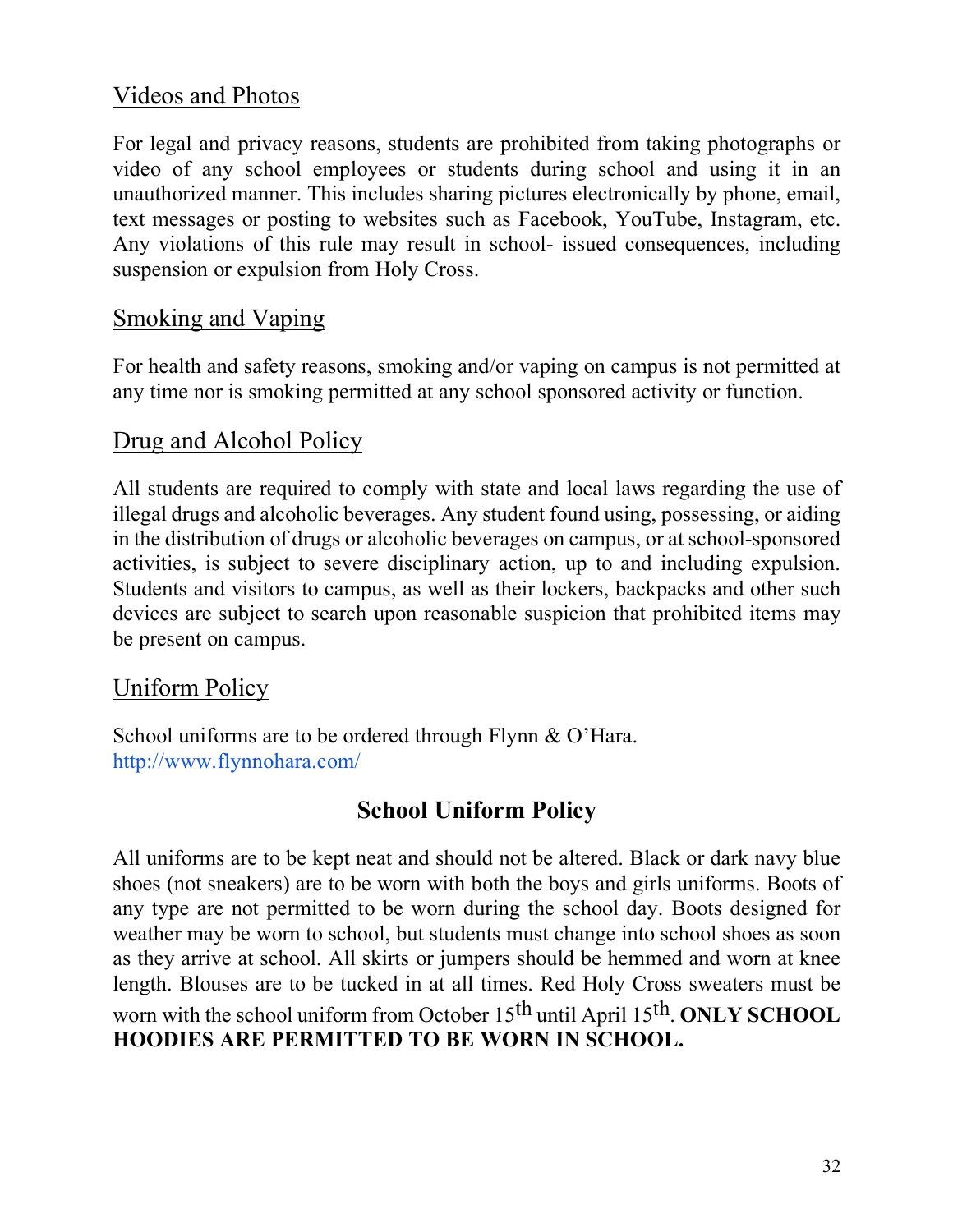## Videos and Photos

For legal and privacy reasons, students are prohibited from taking photographs or video of any school employees or students during school and using it in an unauthorized manner. This includes sharing pictures electronically by phone, email, text messages or posting to websites such as Facebook, YouTube, Instagram, etc. Any violations of this rule may result in school- issued consequences, including suspension or expulsion from Holy Cross.

## Smoking and Vaping

For health and safety reasons, smoking and/or vaping on campus is not permitted at any time nor is smoking permitted at any school sponsored activity or function.

## Drug and Alcohol Policy

All students are required to comply with state and local laws regarding the use of illegal drugs and alcoholic beverages. Any student found using, possessing, or aiding in the distribution of drugs or alcoholic beverages on campus, or at school-sponsored activities, is subject to severe disciplinary action, up to and including expulsion. Students and visitors to campus, as well as their lockers, backpacks and other such devices are subject to search upon reasonable suspicion that prohibited items may be present on campus.

## Uniform Policy

School uniforms are to be ordered through Flynn & O'Hara.
http://www.flynnohara.com/

### School Uniform Policy

All uniforms are to be kept neat and should not be altered. Black or dark navy blue shoes (not sneakers) are to be worn with both the boys and girls uniforms. Boots of any type are not permitted to be worn during the school day. Boots designed for weather may be worn to school, but students must change into school shoes as soon as they arrive at school. All skirts or jumpers should be hemmed and worn at knee length. Blouses are to be tucked in at all times. Red Holy Cross sweaters must be worn with the school uniform from October 15th until April 15th. **ONLY SCHOOL HOODIES ARE PERMITTED TO BE WORN IN SCHOOL.**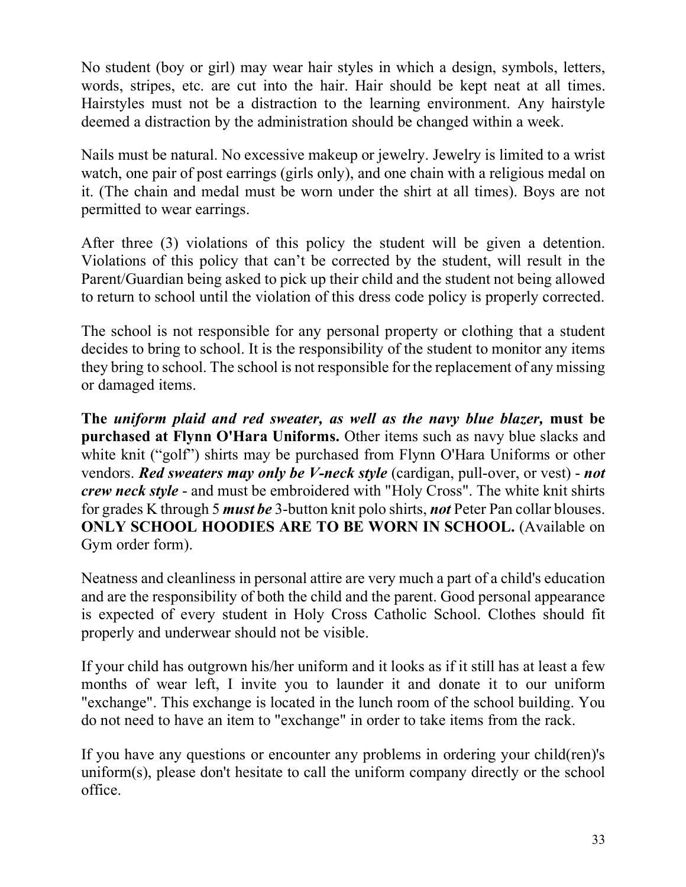No student (boy or girl) may wear hair styles in which a design, symbols, letters, words, stripes, etc. are cut into the hair. Hair should be kept neat at all times. Hairstyles must not be a distraction to the learning environment. Any hairstyle deemed a distraction by the administration should be changed within a week.

Nails must be natural. No excessive makeup or jewelry. Jewelry is limited to a wrist watch, one pair of post earrings (girls only), and one chain with a religious medal on it. (The chain and medal must be worn under the shirt at all times). Boys are not permitted to wear earrings.

After three (3) violations of this policy the student will be given a detention. Violations of this policy that can't be corrected by the student, will result in the Parent/Guardian being asked to pick up their child and the student not being allowed to return to school until the violation of this dress code policy is properly corrected.

The school is not responsible for any personal property or clothing that a student decides to bring to school. It is the responsibility of the student to monitor any items they bring to school. The school is not responsible for the replacement of any missing or damaged items.

**The *uniform plaid and red sweater, as well as the navy blue blazer,* must be purchased at Flynn O'Hara Uniforms.** Other items such as navy blue slacks and white knit ("golf") shirts may be purchased from Flynn O'Hara Uniforms or other vendors. ***Red sweaters may only be V-neck style*** (cardigan, pull-over, or vest) - ***not crew neck style*** - and must be embroidered with "Holy Cross". The white knit shirts for grades K through 5 ***must be*** 3-button knit polo shirts, ***not*** Peter Pan collar blouses. **ONLY SCHOOL HOODIES ARE TO BE WORN IN SCHOOL.** (Available on Gym order form).

Neatness and cleanliness in personal attire are very much a part of a child's education and are the responsibility of both the child and the parent. Good personal appearance is expected of every student in Holy Cross Catholic School. Clothes should fit properly and underwear should not be visible.

If your child has outgrown his/her uniform and it looks as if it still has at least a few months of wear left, I invite you to launder it and donate it to our uniform "exchange". This exchange is located in the lunch room of the school building. You do not need to have an item to "exchange" in order to take items from the rack.

If you have any questions or encounter any problems in ordering your child(ren)'s uniform(s), please don't hesitate to call the uniform company directly or the school office.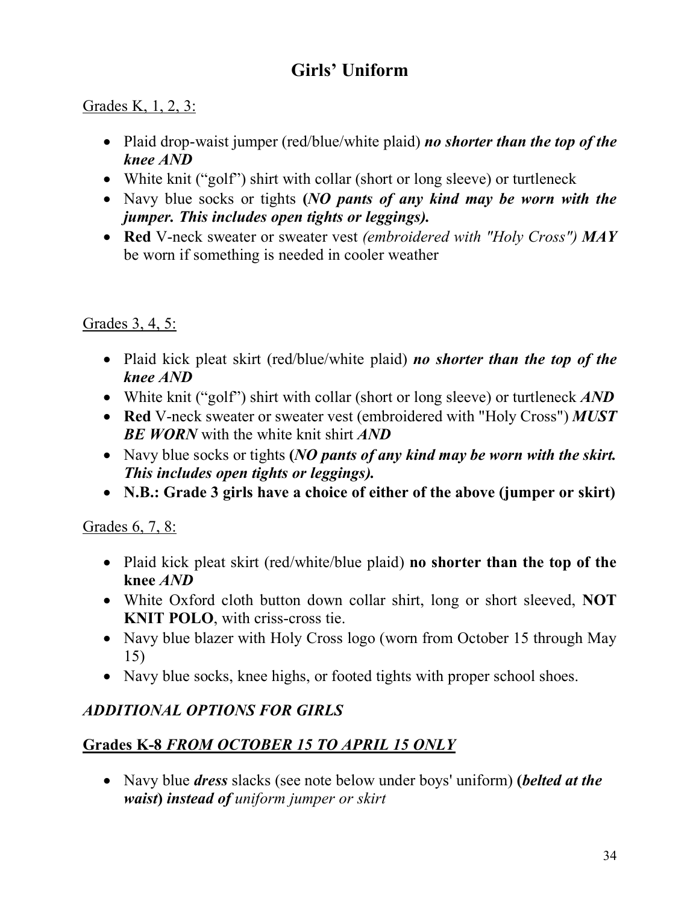# Girls' Uniform

Grades K, 1, 2, 3:

- Plaid drop-waist jumper (red/blue/white plaid) ***no shorter than the top of the knee AND***
- White knit ("golf") shirt with collar (short or long sleeve) or turtleneck
- Navy blue socks or tights **(*NO pants of any kind may be worn with the jumper. This includes open tights or leggings).***
- **Red** V-neck sweater or sweater vest *(embroidered with "Holy Cross")* ***MAY*** be worn if something is needed in cooler weather

Grades 3, 4, 5:

- Plaid kick pleat skirt (red/blue/white plaid) ***no shorter than the top of the knee AND***
- White knit ("golf") shirt with collar (short or long sleeve) or turtleneck ***AND***
- **Red** V-neck sweater or sweater vest (embroidered with "Holy Cross") ***MUST BE WORN*** with the white knit shirt ***AND***
- Navy blue socks or tights **(*NO pants of any kind may be worn with the skirt. This includes open tights or leggings).***
- **N.B.: Grade 3 girls have a choice of either of the above (jumper or skirt)**

Grades 6, 7, 8:

- Plaid kick pleat skirt (red/white/blue plaid) **no shorter than the top of the knee** ***AND***
- White Oxford cloth button down collar shirt, long or short sleeved, **NOT KNIT POLO**, with criss-cross tie.
- Navy blue blazer with Holy Cross logo (worn from October 15 through May 15)
- Navy blue socks, knee highs, or footed tights with proper school shoes.

*ADDITIONAL OPTIONS FOR GIRLS*

**Grades K-8** ***FROM OCTOBER 15 TO APRIL 15 ONLY***

- Navy blue ***dress*** slacks (see note below under boys' uniform) **(*belted at the waist*)** ***instead of*** *uniform jumper or skirt*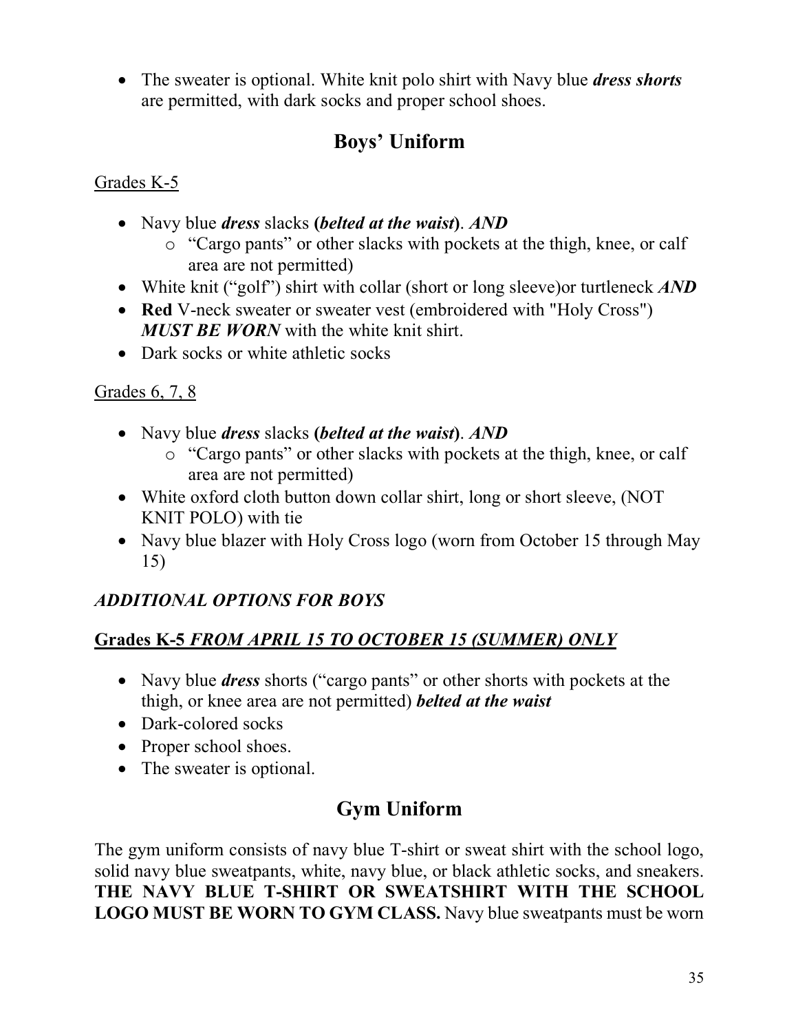- The sweater is optional. White knit polo shirt with Navy blue ***dress shorts*** are permitted, with dark socks and proper school shoes.

## Boys' Uniform

<u>Grades K-5</u>

- Navy blue ***dress*** slacks **(*belted at the waist*)**. ***AND***
    - "Cargo pants" or other slacks with pockets at the thigh, knee, or calf area are not permitted)
- White knit ("golf") shirt with collar (short or long sleeve)or turtleneck ***AND***
- **Red** V-neck sweater or sweater vest (embroidered with "Holy Cross") ***MUST BE WORN*** with the white knit shirt.
- Dark socks or white athletic socks

<u>Grades 6, 7, 8</u>

- Navy blue ***dress*** slacks **(*belted at the waist*)**. ***AND***
    - "Cargo pants" or other slacks with pockets at the thigh, knee, or calf area are not permitted)
- White oxford cloth button down collar shirt, long or short sleeve, (NOT KNIT POLO) with tie
- Navy blue blazer with Holy Cross logo (worn from October 15 through May 15)

*ADDITIONAL OPTIONS FOR BOYS*

<u>**Grades K-5** ***FROM APRIL 15 TO OCTOBER 15 (SUMMER) ONLY***</u>

- Navy blue ***dress*** shorts ("cargo pants" or other shorts with pockets at the thigh, or knee area are not permitted) ***belted at the waist***
- Dark-colored socks
- Proper school shoes.
- The sweater is optional.

## Gym Uniform

The gym uniform consists of navy blue T-shirt or sweat shirt with the school logo, solid navy blue sweatpants, white, navy blue, or black athletic socks, and sneakers. **THE NAVY BLUE T-SHIRT OR SWEATSHIRT WITH THE SCHOOL LOGO MUST BE WORN TO GYM CLASS.** Navy blue sweatpants must be worn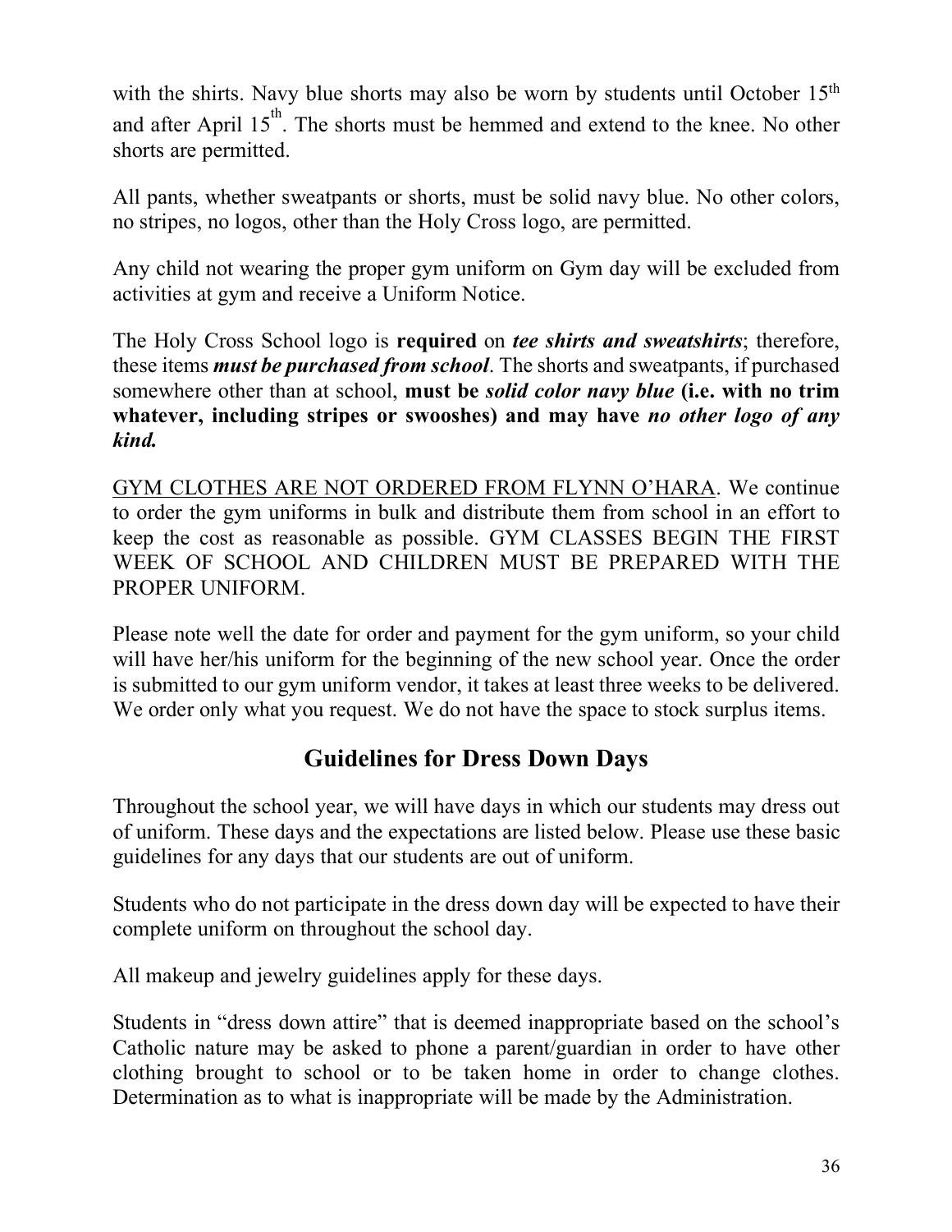with the shirts. Navy blue shorts may also be worn by students until October 15th and after April 15th. The shorts must be hemmed and extend to the knee. No other shorts are permitted.

All pants, whether sweatpants or shorts, must be solid navy blue. No other colors, no stripes, no logos, other than the Holy Cross logo, are permitted.

Any child not wearing the proper gym uniform on Gym day will be excluded from activities at gym and receive a Uniform Notice.

The Holy Cross School logo is **required** on ***tee shirts and sweatshirts***; therefore, these items ***must be purchased from school***. The shorts and sweatpants, if purchased somewhere other than at school, **must be *solid color navy blue* (i.e. with no trim whatever, including stripes or swooshes) and may have *no other logo of any kind.***

<u>GYM CLOTHES ARE NOT ORDERED FROM FLYNN O'HARA</u>. We continue to order the gym uniforms in bulk and distribute them from school in an effort to keep the cost as reasonable as possible. GYM CLASSES BEGIN THE FIRST WEEK OF SCHOOL AND CHILDREN MUST BE PREPARED WITH THE PROPER UNIFORM.

Please note well the date for order and payment for the gym uniform, so your child will have her/his uniform for the beginning of the new school year. Once the order is submitted to our gym uniform vendor, it takes at least three weeks to be delivered. We order only what you request. We do not have the space to stock surplus items.

## Guidelines for Dress Down Days

Throughout the school year, we will have days in which our students may dress out of uniform. These days and the expectations are listed below. Please use these basic guidelines for any days that our students are out of uniform.

Students who do not participate in the dress down day will be expected to have their complete uniform on throughout the school day.

All makeup and jewelry guidelines apply for these days.

Students in "dress down attire" that is deemed inappropriate based on the school's Catholic nature may be asked to phone a parent/guardian in order to have other clothing brought to school or to be taken home in order to change clothes. Determination as to what is inappropriate will be made by the Administration.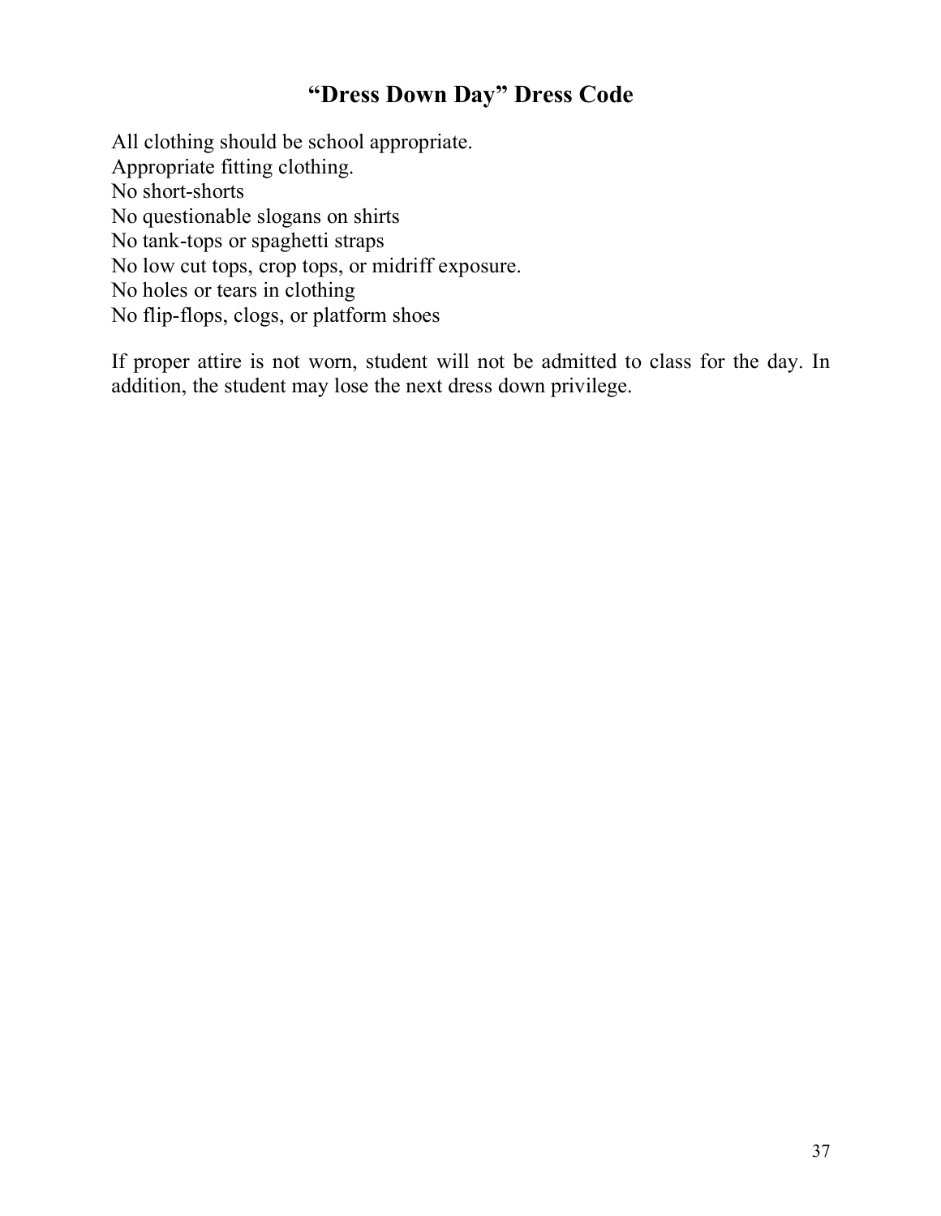## "Dress Down Day" Dress Code

All clothing should be school appropriate.
Appropriate fitting clothing.
No short-shorts
No questionable slogans on shirts
No tank-tops or spaghetti straps
No low cut tops, crop tops, or midriff exposure.
No holes or tears in clothing
No flip-flops, clogs, or platform shoes

If proper attire is not worn, student will not be admitted to class for the day. In addition, the student may lose the next dress down privilege.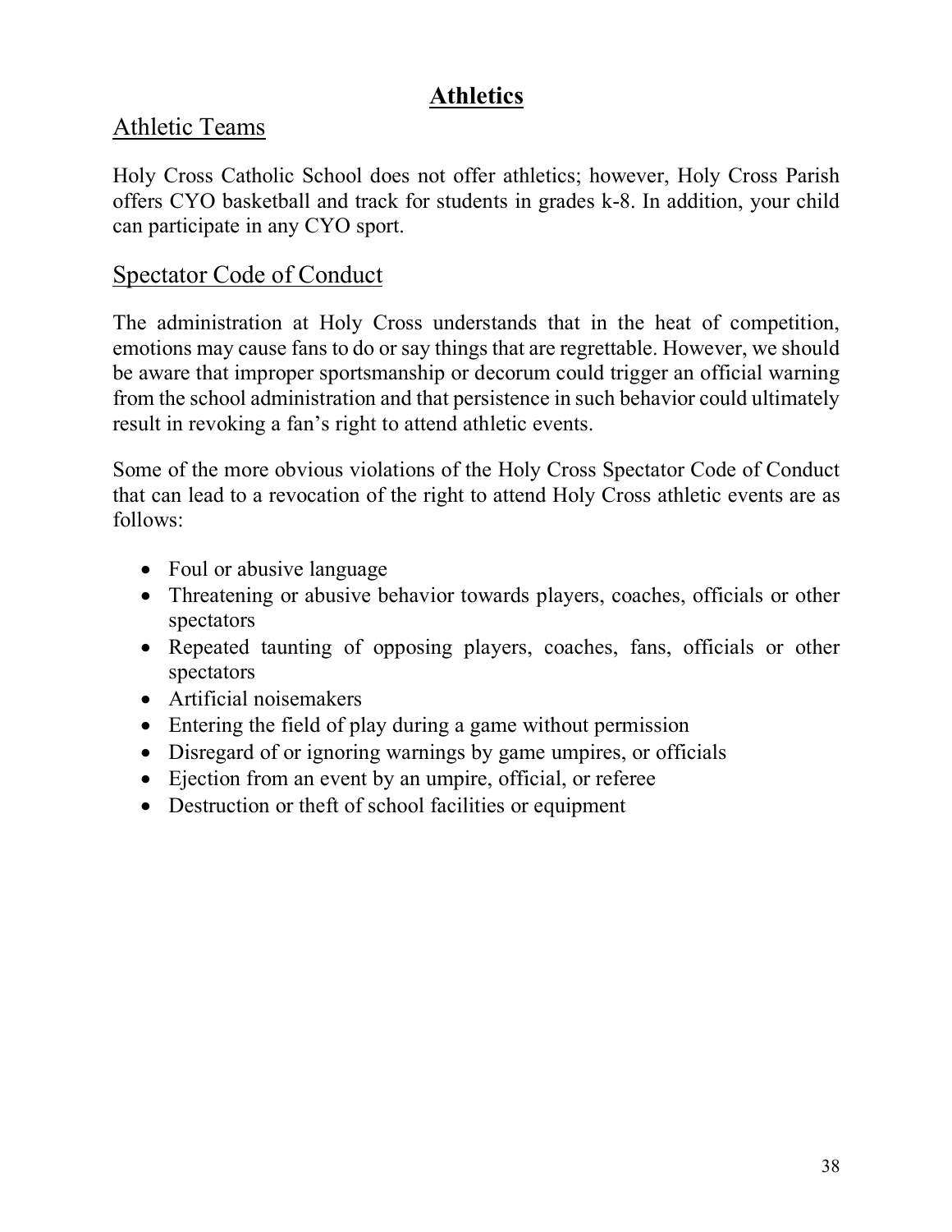# Athletics

## Athletic Teams

Holy Cross Catholic School does not offer athletics; however, Holy Cross Parish offers CYO basketball and track for students in grades k-8. In addition, your child can participate in any CYO sport.

## Spectator Code of Conduct

The administration at Holy Cross understands that in the heat of competition, emotions may cause fans to do or say things that are regrettable. However, we should be aware that improper sportsmanship or decorum could trigger an official warning from the school administration and that persistence in such behavior could ultimately result in revoking a fan's right to attend athletic events.

Some of the more obvious violations of the Holy Cross Spectator Code of Conduct that can lead to a revocation of the right to attend Holy Cross athletic events are as follows:

- Foul or abusive language
- Threatening or abusive behavior towards players, coaches, officials or other spectators
- Repeated taunting of opposing players, coaches, fans, officials or other spectators
- Artificial noisemakers
- Entering the field of play during a game without permission
- Disregard of or ignoring warnings by game umpires, or officials
- Ejection from an event by an umpire, official, or referee
- Destruction or theft of school facilities or equipment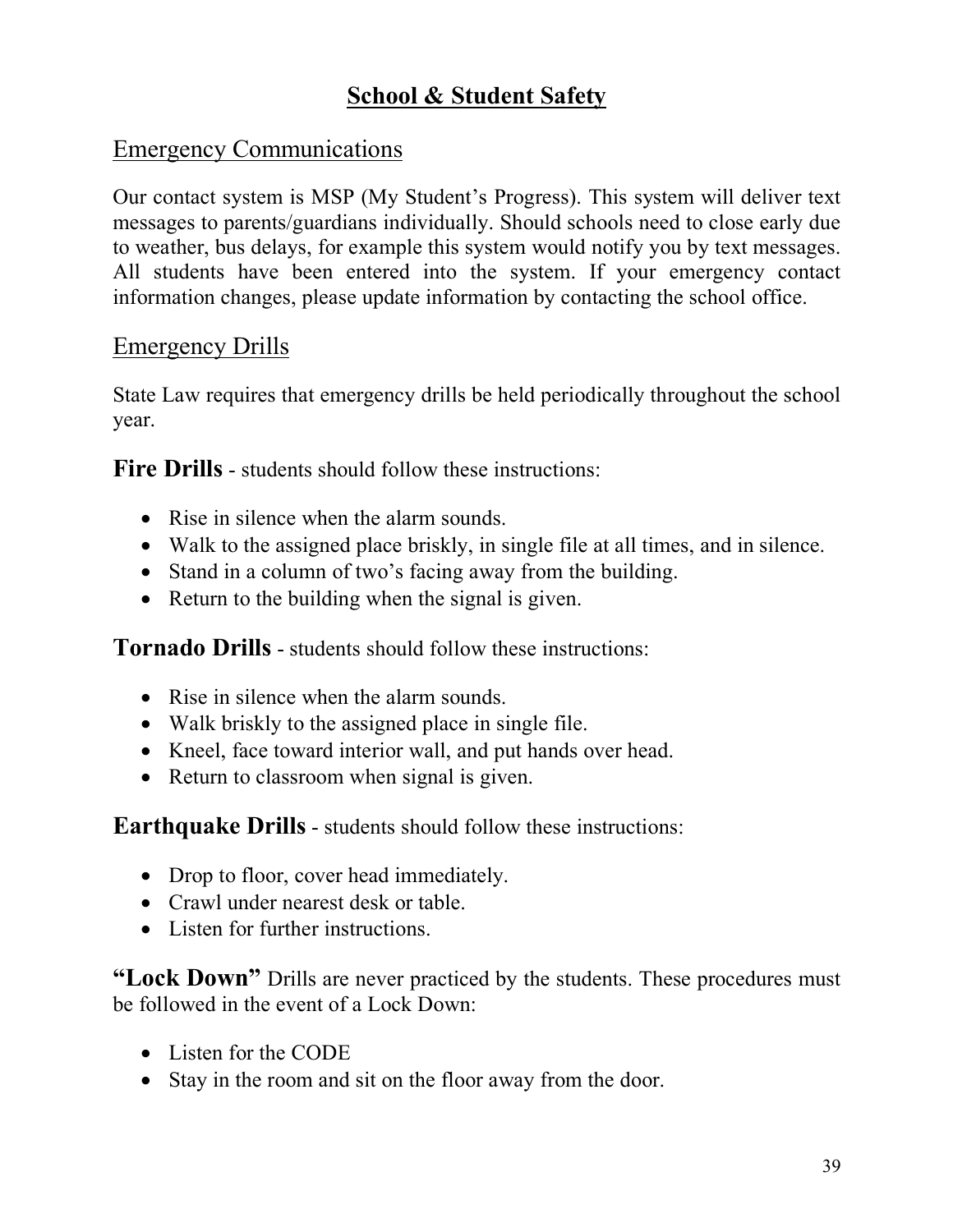# School & Student Safety

## Emergency Communications

Our contact system is MSP (My Student's Progress). This system will deliver text messages to parents/guardians individually. Should schools need to close early due to weather, bus delays, for example this system would notify you by text messages. All students have been entered into the system. If your emergency contact information changes, please update information by contacting the school office.

## Emergency Drills

State Law requires that emergency drills be held periodically throughout the school year.

**Fire Drills** - students should follow these instructions:

- Rise in silence when the alarm sounds.
- Walk to the assigned place briskly, in single file at all times, and in silence.
- Stand in a column of two's facing away from the building.
- Return to the building when the signal is given.

**Tornado Drills** - students should follow these instructions:

- Rise in silence when the alarm sounds.
- Walk briskly to the assigned place in single file.
- Kneel, face toward interior wall, and put hands over head.
- Return to classroom when signal is given.

**Earthquake Drills** - students should follow these instructions:

- Drop to floor, cover head immediately.
- Crawl under nearest desk or table.
- Listen for further instructions.

**"Lock Down"** Drills are never practiced by the students. These procedures must be followed in the event of a Lock Down:

- Listen for the CODE
- Stay in the room and sit on the floor away from the door.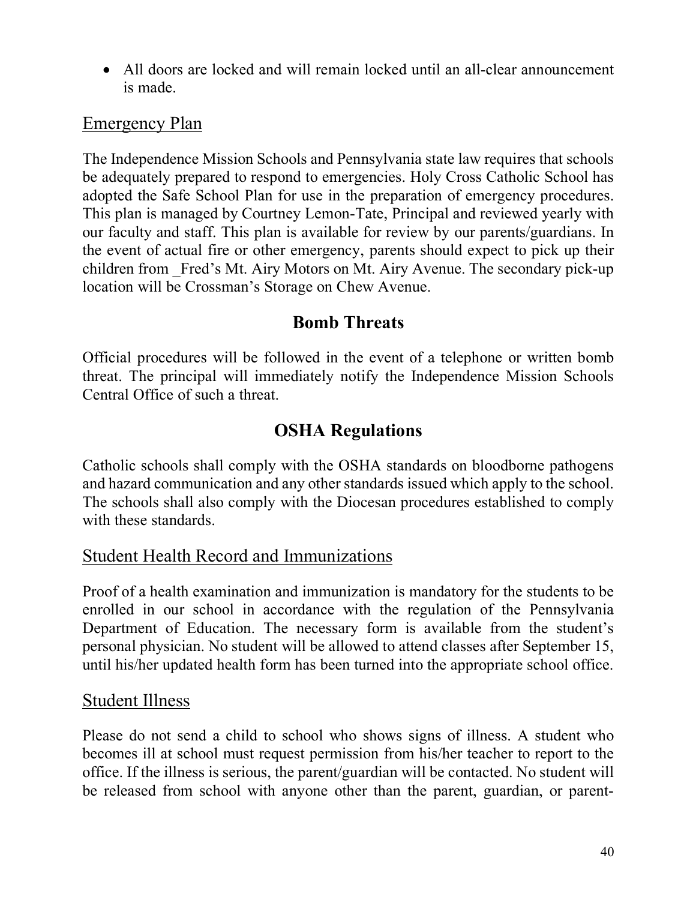- All doors are locked and will remain locked until an all-clear announcement is made.

## Emergency Plan

The Independence Mission Schools and Pennsylvania state law requires that schools be adequately prepared to respond to emergencies. Holy Cross Catholic School has adopted the Safe School Plan for use in the preparation of emergency procedures. This plan is managed by Courtney Lemon-Tate, Principal and reviewed yearly with our faculty and staff. This plan is available for review by our parents/guardians. In the event of actual fire or other emergency, parents should expect to pick up their children from _Fred's Mt. Airy Motors on Mt. Airy Avenue. The secondary pick-up location will be Crossman's Storage on Chew Avenue.

# Bomb Threats

Official procedures will be followed in the event of a telephone or written bomb threat. The principal will immediately notify the Independence Mission Schools Central Office of such a threat.

# OSHA Regulations

Catholic schools shall comply with the OSHA standards on bloodborne pathogens and hazard communication and any other standards issued which apply to the school. The schools shall also comply with the Diocesan procedures established to comply with these standards.

## Student Health Record and Immunizations

Proof of a health examination and immunization is mandatory for the students to be enrolled in our school in accordance with the regulation of the Pennsylvania Department of Education. The necessary form is available from the student's personal physician. No student will be allowed to attend classes after September 15, until his/her updated health form has been turned into the appropriate school office.

## Student Illness

Please do not send a child to school who shows signs of illness. A student who becomes ill at school must request permission from his/her teacher to report to the office. If the illness is serious, the parent/guardian will be contacted. No student will be released from school with anyone other than the parent, guardian, or parent-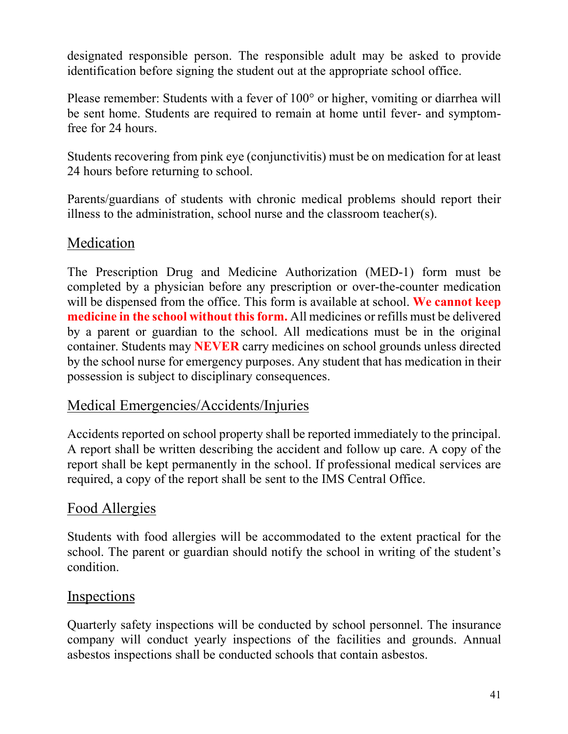designated responsible person. The responsible adult may be asked to provide identification before signing the student out at the appropriate school office.

Please remember: Students with a fever of 100° or higher, vomiting or diarrhea will be sent home. Students are required to remain at home until fever- and symptom-free for 24 hours.

Students recovering from pink eye (conjunctivitis) must be on medication for at least 24 hours before returning to school.

Parents/guardians of students with chronic medical problems should report their illness to the administration, school nurse and the classroom teacher(s).

## Medication

The Prescription Drug and Medicine Authorization (MED-1) form must be completed by a physician before any prescription or over-the-counter medication will be dispensed from the office. This form is available at school. **We cannot keep medicine in the school without this form.** All medicines or refills must be delivered by a parent or guardian to the school. All medications must be in the original container. Students may **NEVER** carry medicines on school grounds unless directed by the school nurse for emergency purposes. Any student that has medication in their possession is subject to disciplinary consequences.

## Medical Emergencies/Accidents/Injuries

Accidents reported on school property shall be reported immediately to the principal. A report shall be written describing the accident and follow up care. A copy of the report shall be kept permanently in the school. If professional medical services are required, a copy of the report shall be sent to the IMS Central Office.

## Food Allergies

Students with food allergies will be accommodated to the extent practical for the school. The parent or guardian should notify the school in writing of the student's condition.

## Inspections

Quarterly safety inspections will be conducted by school personnel. The insurance company will conduct yearly inspections of the facilities and grounds. Annual asbestos inspections shall be conducted schools that contain asbestos.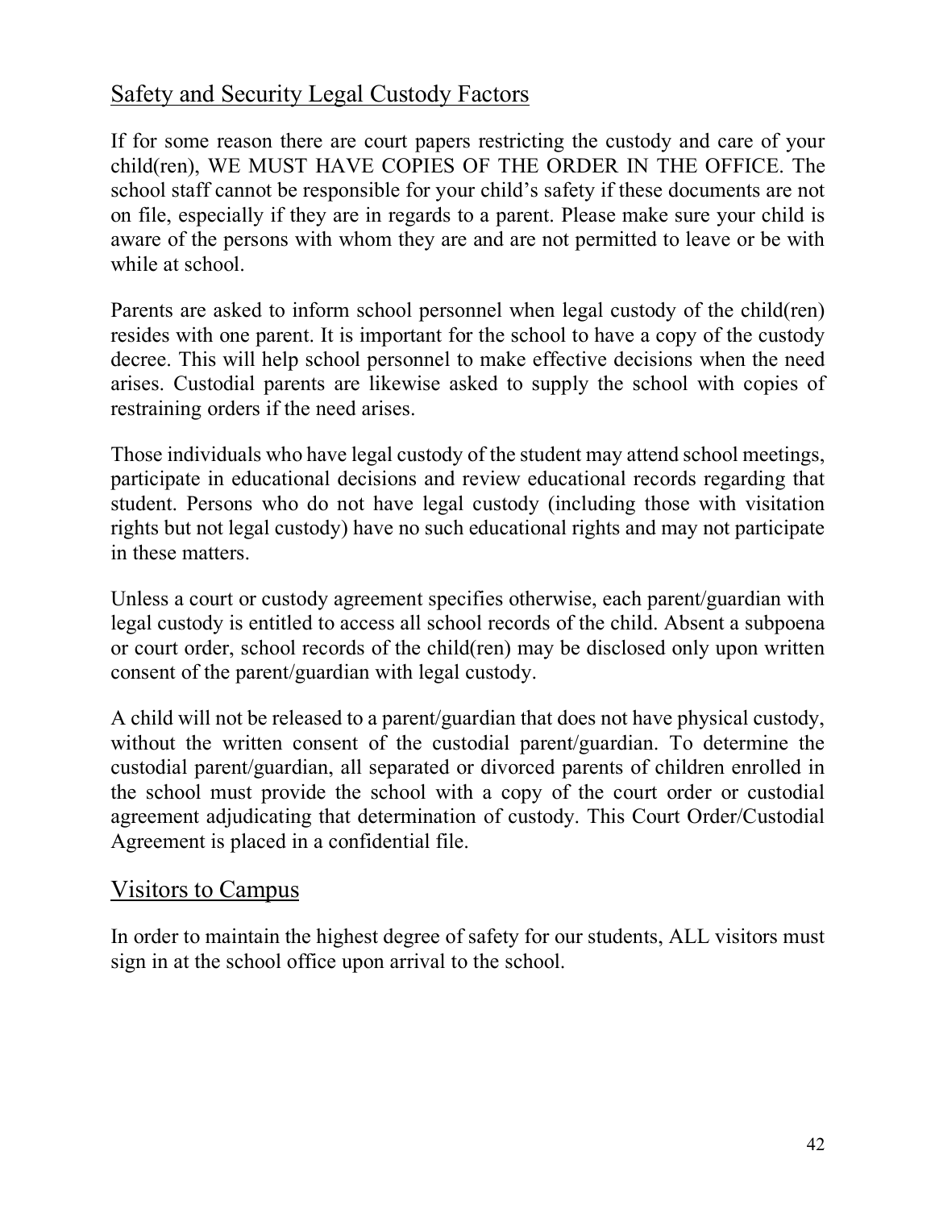## Safety and Security Legal Custody Factors

If for some reason there are court papers restricting the custody and care of your child(ren), WE MUST HAVE COPIES OF THE ORDER IN THE OFFICE. The school staff cannot be responsible for your child's safety if these documents are not on file, especially if they are in regards to a parent. Please make sure your child is aware of the persons with whom they are and are not permitted to leave or be with while at school.

Parents are asked to inform school personnel when legal custody of the child(ren) resides with one parent. It is important for the school to have a copy of the custody decree. This will help school personnel to make effective decisions when the need arises. Custodial parents are likewise asked to supply the school with copies of restraining orders if the need arises.

Those individuals who have legal custody of the student may attend school meetings, participate in educational decisions and review educational records regarding that student. Persons who do not have legal custody (including those with visitation rights but not legal custody) have no such educational rights and may not participate in these matters.

Unless a court or custody agreement specifies otherwise, each parent/guardian with legal custody is entitled to access all school records of the child. Absent a subpoena or court order, school records of the child(ren) may be disclosed only upon written consent of the parent/guardian with legal custody.

A child will not be released to a parent/guardian that does not have physical custody, without the written consent of the custodial parent/guardian. To determine the custodial parent/guardian, all separated or divorced parents of children enrolled in the school must provide the school with a copy of the court order or custodial agreement adjudicating that determination of custody. This Court Order/Custodial Agreement is placed in a confidential file.

## Visitors to Campus

In order to maintain the highest degree of safety for our students, ALL visitors must sign in at the school office upon arrival to the school.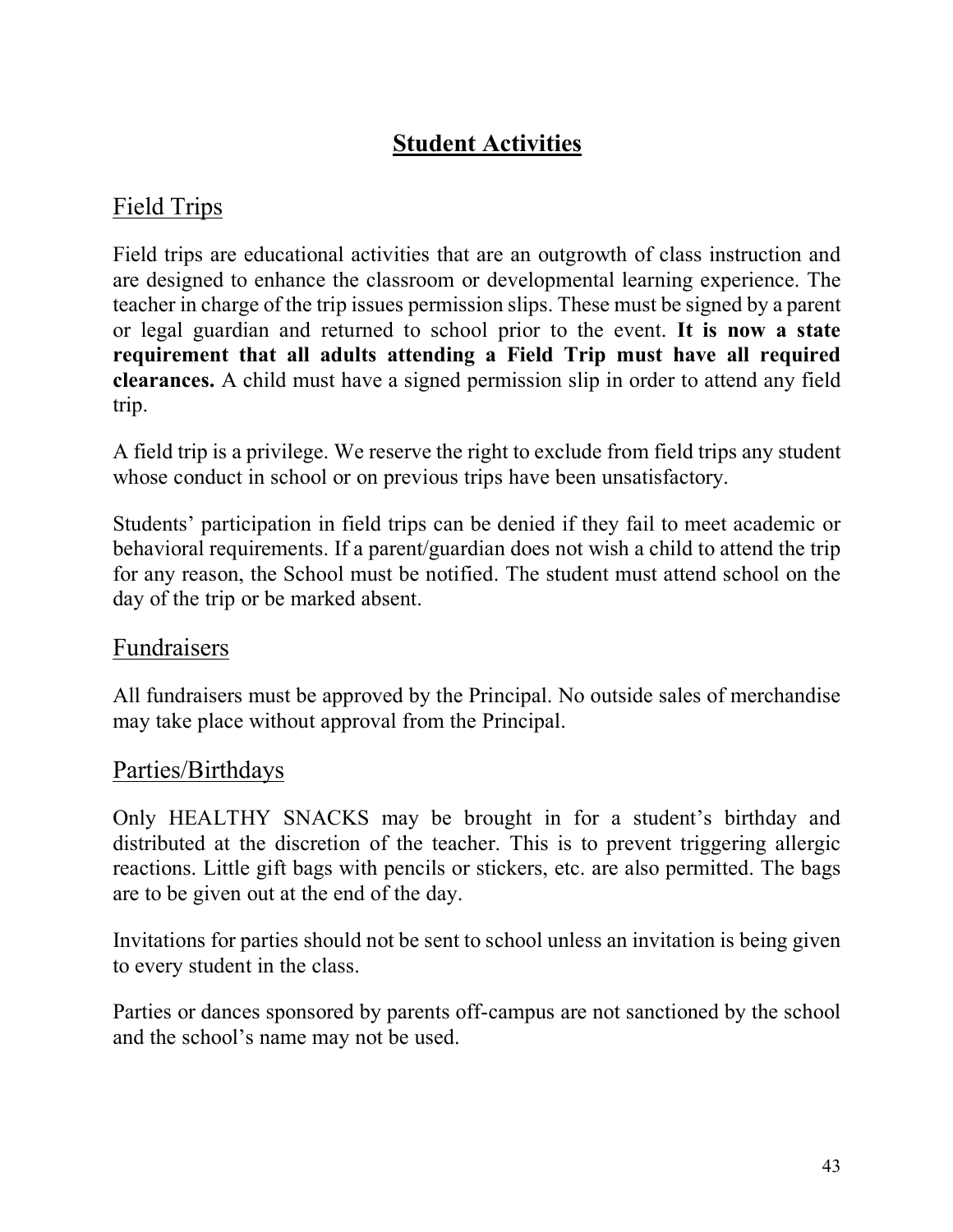# Student Activities

## Field Trips

Field trips are educational activities that are an outgrowth of class instruction and are designed to enhance the classroom or developmental learning experience. The teacher in charge of the trip issues permission slips. These must be signed by a parent or legal guardian and returned to school prior to the event. **It is now a state requirement that all adults attending a Field Trip must have all required clearances.** A child must have a signed permission slip in order to attend any field trip.

A field trip is a privilege. We reserve the right to exclude from field trips any student whose conduct in school or on previous trips have been unsatisfactory.

Students' participation in field trips can be denied if they fail to meet academic or behavioral requirements. If a parent/guardian does not wish a child to attend the trip for any reason, the School must be notified. The student must attend school on the day of the trip or be marked absent.

## Fundraisers

All fundraisers must be approved by the Principal. No outside sales of merchandise may take place without approval from the Principal.

## Parties/Birthdays

Only HEALTHY SNACKS may be brought in for a student's birthday and distributed at the discretion of the teacher. This is to prevent triggering allergic reactions. Little gift bags with pencils or stickers, etc. are also permitted. The bags are to be given out at the end of the day.

Invitations for parties should not be sent to school unless an invitation is being given to every student in the class.

Parties or dances sponsored by parents off-campus are not sanctioned by the school and the school's name may not be used.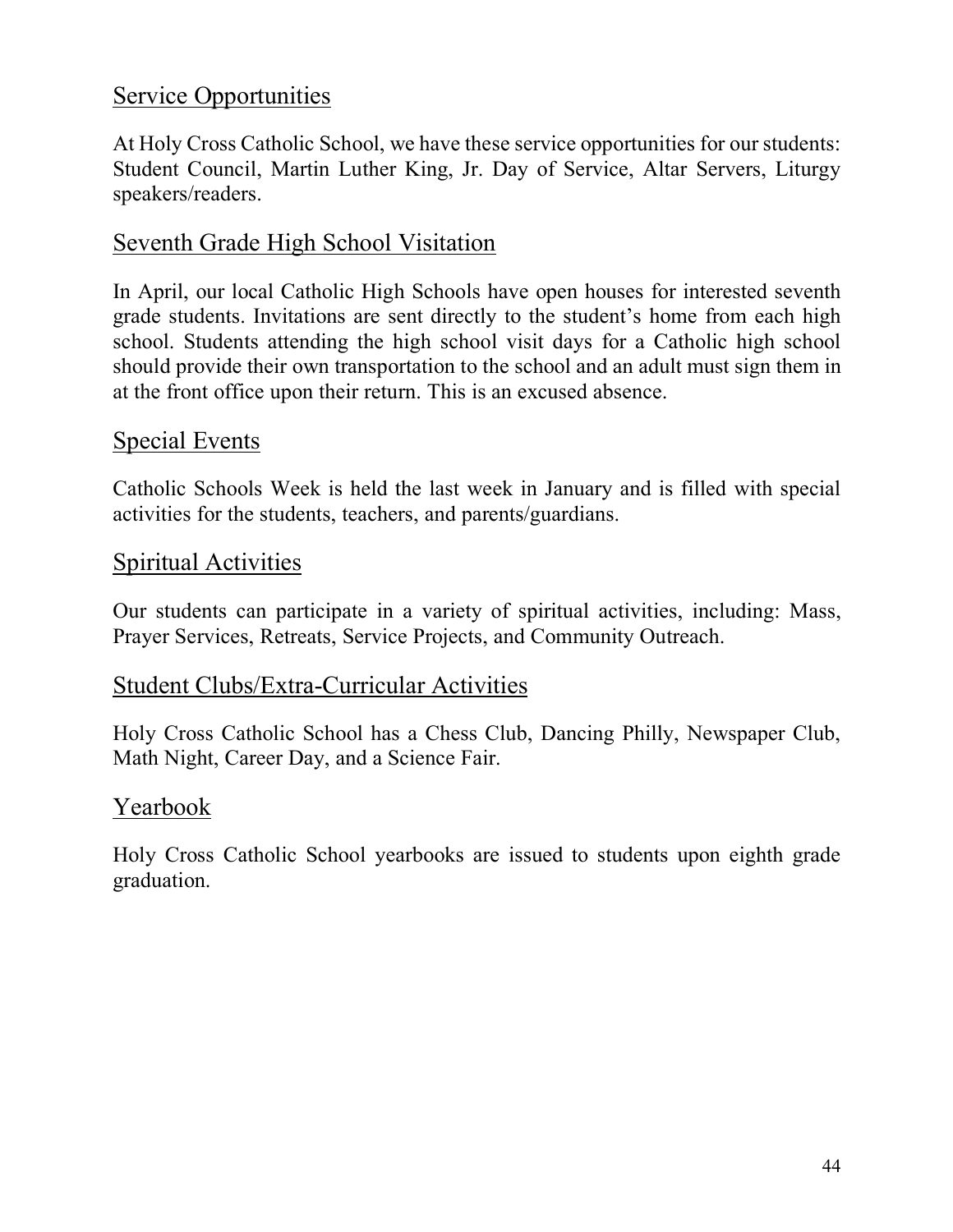## Service Opportunities

At Holy Cross Catholic School, we have these service opportunities for our students: Student Council, Martin Luther King, Jr. Day of Service, Altar Servers, Liturgy speakers/readers.

## Seventh Grade High School Visitation

In April, our local Catholic High Schools have open houses for interested seventh grade students. Invitations are sent directly to the student's home from each high school. Students attending the high school visit days for a Catholic high school should provide their own transportation to the school and an adult must sign them in at the front office upon their return. This is an excused absence.

## Special Events

Catholic Schools Week is held the last week in January and is filled with special activities for the students, teachers, and parents/guardians.

## Spiritual Activities

Our students can participate in a variety of spiritual activities, including: Mass, Prayer Services, Retreats, Service Projects, and Community Outreach.

## Student Clubs/Extra-Curricular Activities

Holy Cross Catholic School has a Chess Club, Dancing Philly, Newspaper Club, Math Night, Career Day, and a Science Fair.

## Yearbook

Holy Cross Catholic School yearbooks are issued to students upon eighth grade graduation.